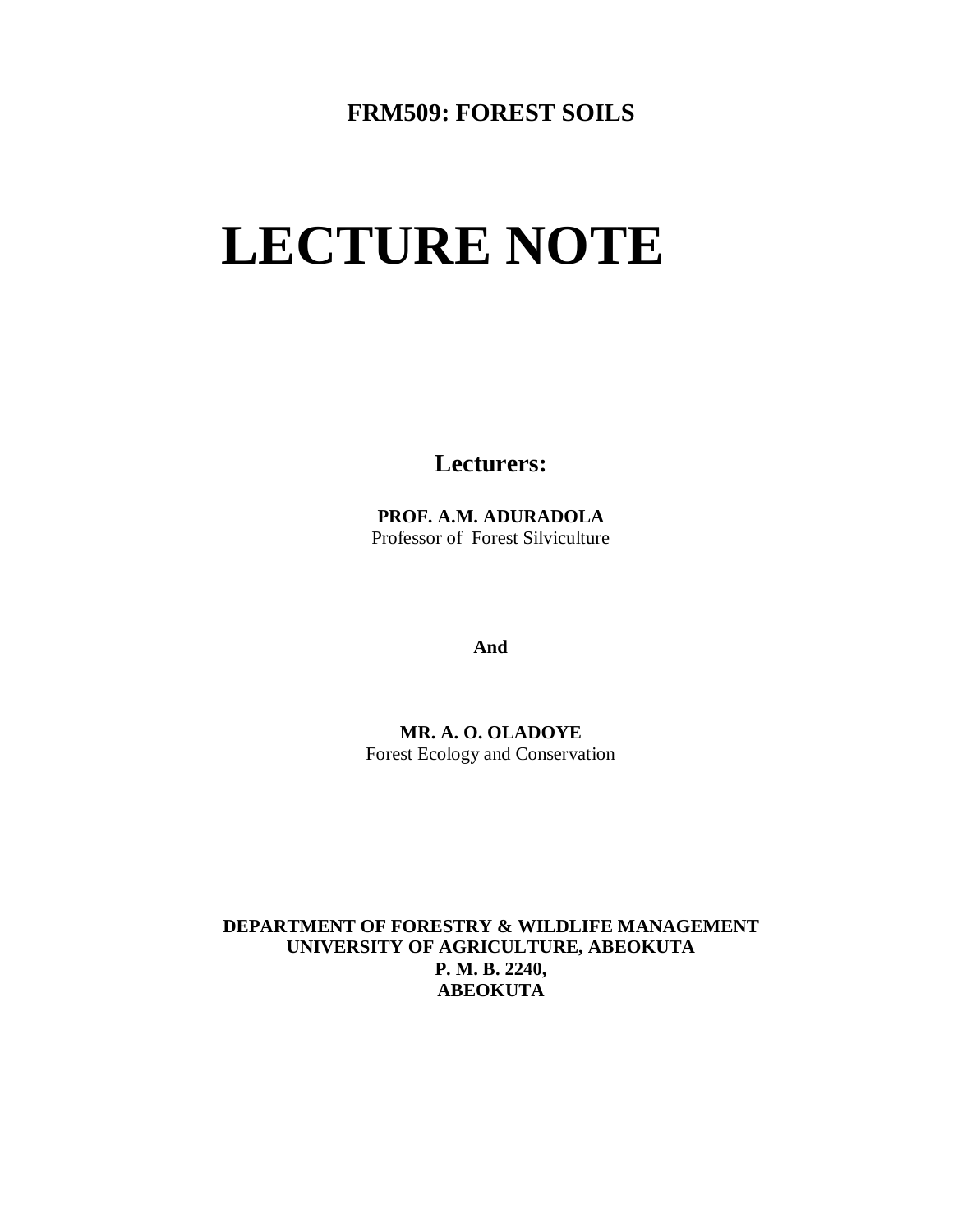**FRM509: FOREST SOILS**

# LECTURE NOTE

**Lecturers:**

**PROF. A.M. ADURADOLA**
Professor of Forest Silviculture

**And**

**MR. A. O. OLADOYE**
Forest Ecology and Conservation

**DEPARTMENT OF FORESTRY & WILDLIFE MANAGEMENT**
**UNIVERSITY OF AGRICULTURE, ABEOKUTA**
**P. M. B. 2240,**
**ABEOKUTA**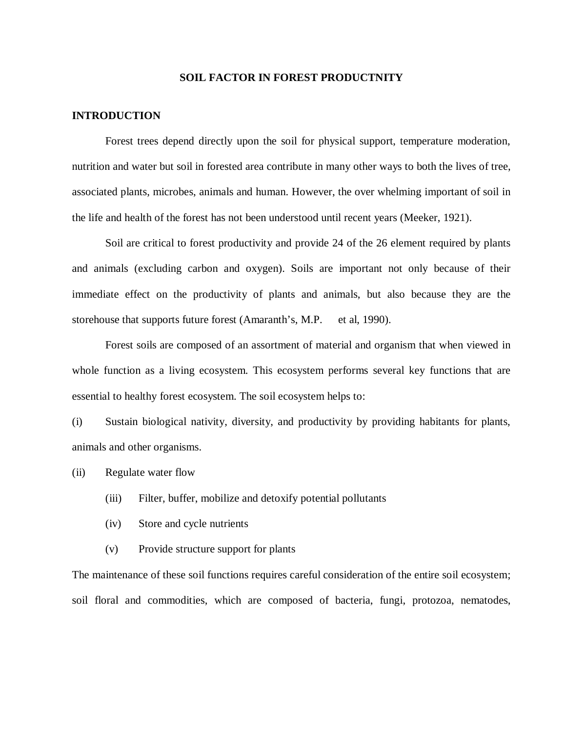# SOIL FACTOR IN FOREST PRODUCTNITY

## INTRODUCTION

Forest trees depend directly upon the soil for physical support, temperature moderation, nutrition and water but soil in forested area contribute in many other ways to both the lives of tree, associated plants, microbes, animals and human. However, the over whelming important of soil in the life and health of the forest has not been understood until recent years (Meeker, 1921).

Soil are critical to forest productivity and provide 24 of the 26 element required by plants and animals (excluding carbon and oxygen). Soils are important not only because of their immediate effect on the productivity of plants and animals, but also because they are the storehouse that supports future forest (Amaranth's, M.P. et al, 1990).

Forest soils are composed of an assortment of material and organism that when viewed in whole function as a living ecosystem. This ecosystem performs several key functions that are essential to healthy forest ecosystem. The soil ecosystem helps to:

(i) Sustain biological nativity, diversity, and productivity by providing habitants for plants, animals and other organisms.

(ii) Regulate water flow

(iii) Filter, buffer, mobilize and detoxify potential pollutants

(iv) Store and cycle nutrients

(v) Provide structure support for plants

The maintenance of these soil functions requires careful consideration of the entire soil ecosystem; soil floral and commodities, which are composed of bacteria, fungi, protozoa, nematodes,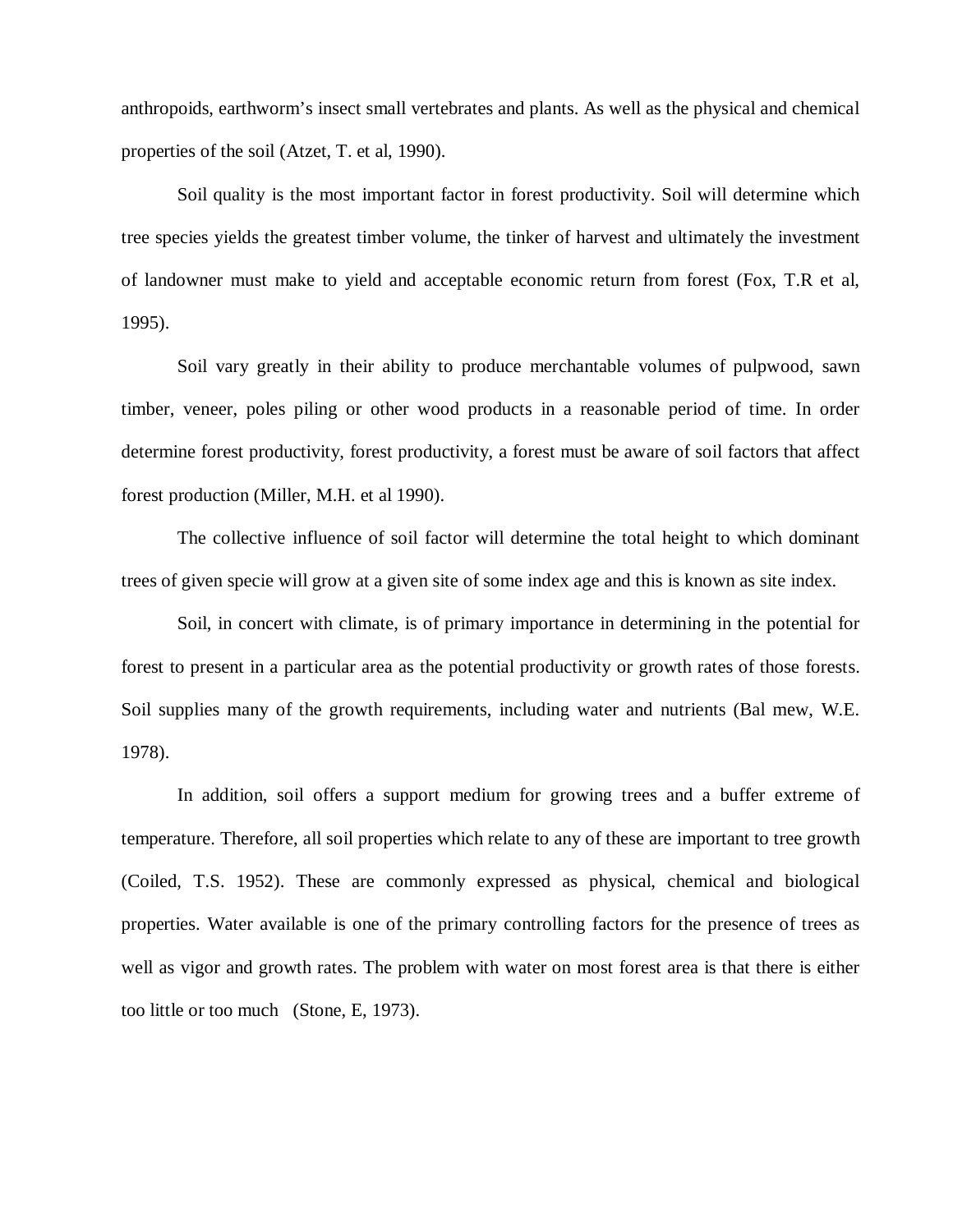anthropoids, earthworm's insect small vertebrates and plants. As well as the physical and chemical properties of the soil (Atzet, T. et al, 1990).

Soil quality is the most important factor in forest productivity. Soil will determine which tree species yields the greatest timber volume, the tinker of harvest and ultimately the investment of landowner must make to yield and acceptable economic return from forest (Fox, T.R et al, 1995).

Soil vary greatly in their ability to produce merchantable volumes of pulpwood, sawn timber, veneer, poles piling or other wood products in a reasonable period of time. In order determine forest productivity, forest productivity, a forest must be aware of soil factors that affect forest production (Miller, M.H. et al 1990).

The collective influence of soil factor will determine the total height to which dominant trees of given specie will grow at a given site of some index age and this is known as site index.

Soil, in concert with climate, is of primary importance in determining in the potential for forest to present in a particular area as the potential productivity or growth rates of those forests. Soil supplies many of the growth requirements, including water and nutrients (Bal mew, W.E. 1978).

In addition, soil offers a support medium for growing trees and a buffer extreme of temperature. Therefore, all soil properties which relate to any of these are important to tree growth (Coiled, T.S. 1952). These are commonly expressed as physical, chemical and biological properties. Water available is one of the primary controlling factors for the presence of trees as well as vigor and growth rates. The problem with water on most forest area is that there is either too little or too much (Stone, E, 1973).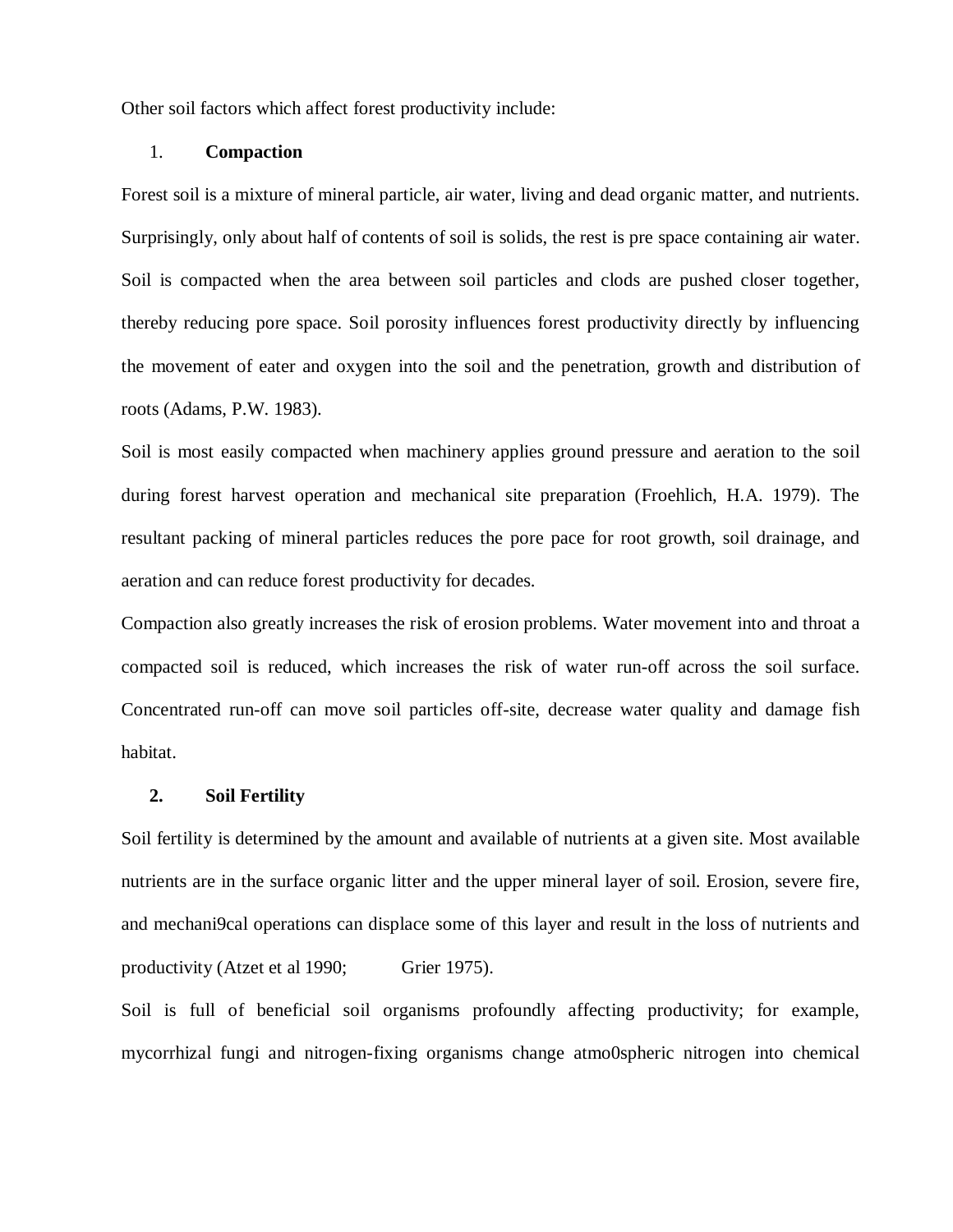Other soil factors which affect forest productivity include:

1. **Compaction**

Forest soil is a mixture of mineral particle, air water, living and dead organic matter, and nutrients. Surprisingly, only about half of contents of soil is solids, the rest is pre space containing air water. Soil is compacted when the area between soil particles and clods are pushed closer together, thereby reducing pore space. Soil porosity influences forest productivity directly by influencing the movement of eater and oxygen into the soil and the penetration, growth and distribution of roots (Adams, P.W. 1983).

Soil is most easily compacted when machinery applies ground pressure and aeration to the soil during forest harvest operation and mechanical site preparation (Froehlich, H.A. 1979). The resultant packing of mineral particles reduces the pore pace for root growth, soil drainage, and aeration and can reduce forest productivity for decades.

Compaction also greatly increases the risk of erosion problems. Water movement into and throat a compacted soil is reduced, which increases the risk of water run-off across the soil surface. Concentrated run-off can move soil particles off-site, decrease water quality and damage fish habitat.

2. **Soil Fertility**

Soil fertility is determined by the amount and available of nutrients at a given site. Most available nutrients are in the surface organic litter and the upper mineral layer of soil. Erosion, severe fire, and mechani9cal operations can displace some of this layer and result in the loss of nutrients and productivity (Atzet et al 1990; Grier 1975).

Soil is full of beneficial soil organisms profoundly affecting productivity; for example, mycorrhizal fungi and nitrogen-fixing organisms change atmo0spheric nitrogen into chemical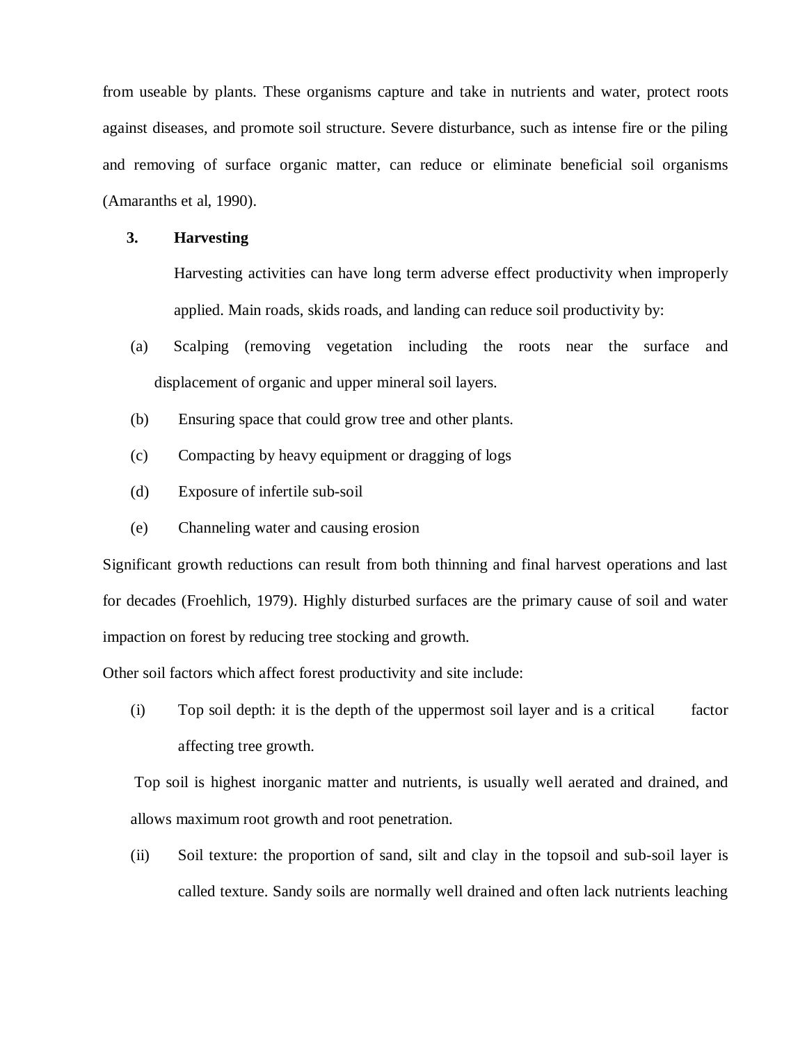from useable by plants. These organisms capture and take in nutrients and water, protect roots against diseases, and promote soil structure. Severe disturbance, such as intense fire or the piling and removing of surface organic matter, can reduce or eliminate beneficial soil organisms (Amaranths et al, 1990).

3. **Harvesting**

Harvesting activities can have long term adverse effect productivity when improperly applied. Main roads, skids roads, and landing can reduce soil productivity by:

(a) Scalping (removing vegetation including the roots near the surface and displacement of organic and upper mineral soil layers.

(b) Ensuring space that could grow tree and other plants.

(c) Compacting by heavy equipment or dragging of logs

(d) Exposure of infertile sub-soil

(e) Channeling water and causing erosion

Significant growth reductions can result from both thinning and final harvest operations and last for decades (Froehlich, 1979). Highly disturbed surfaces are the primary cause of soil and water impaction on forest by reducing tree stocking and growth.

Other soil factors which affect forest productivity and site include:

(i) Top soil depth: it is the depth of the uppermost soil layer and is a critical factor affecting tree growth.

Top soil is highest inorganic matter and nutrients, is usually well aerated and drained, and allows maximum root growth and root penetration.

(ii) Soil texture: the proportion of sand, silt and clay in the topsoil and sub-soil layer is called texture. Sandy soils are normally well drained and often lack nutrients leaching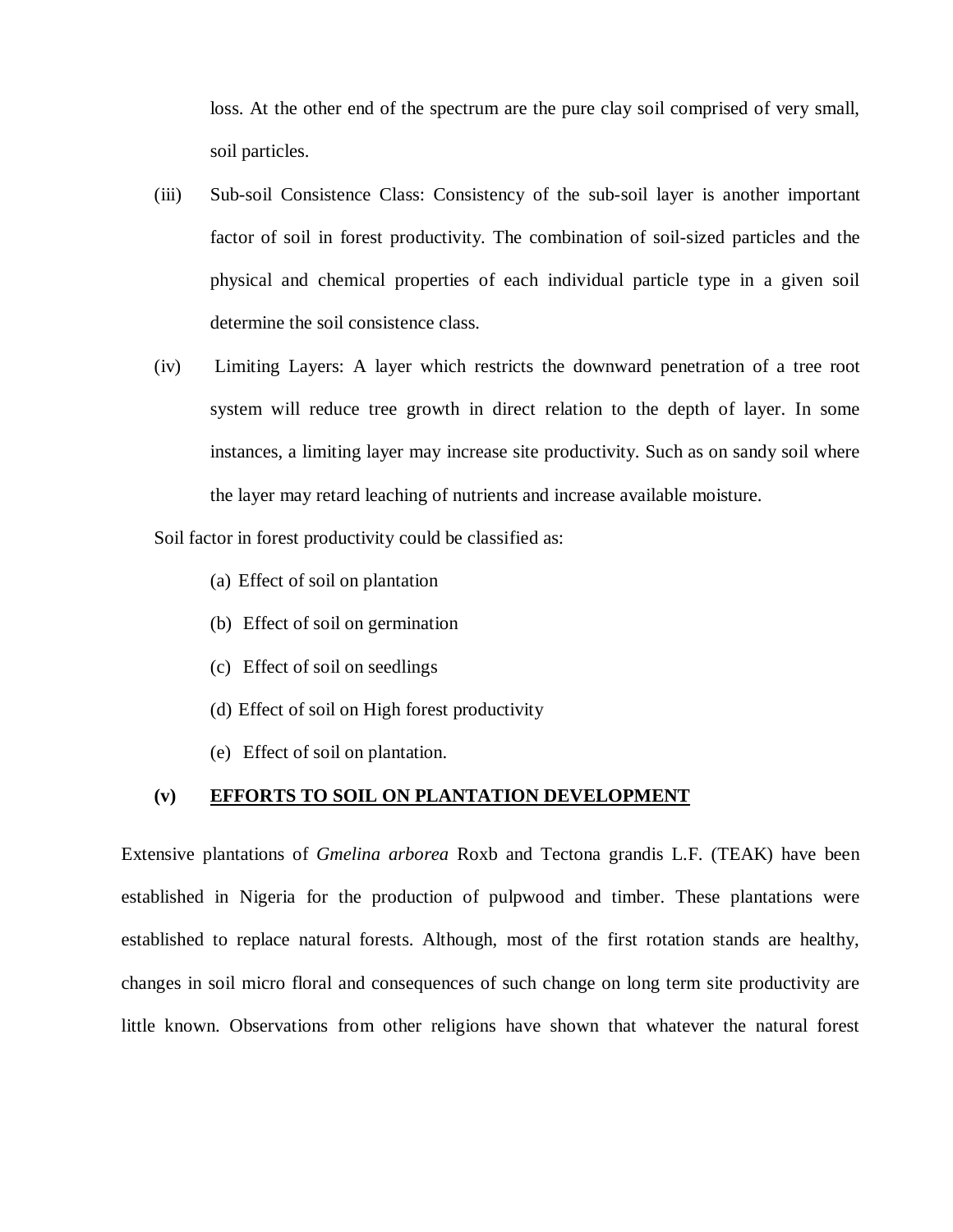loss. At the other end of the spectrum are the pure clay soil comprised of very small, soil particles.

(iii) Sub-soil Consistence Class: Consistency of the sub-soil layer is another important factor of soil in forest productivity. The combination of soil-sized particles and the physical and chemical properties of each individual particle type in a given soil determine the soil consistence class.

(iv) Limiting Layers: A layer which restricts the downward penetration of a tree root system will reduce tree growth in direct relation to the depth of layer. In some instances, a limiting layer may increase site productivity. Such as on sandy soil where the layer may retard leaching of nutrients and increase available moisture.

Soil factor in forest productivity could be classified as:

(a) Effect of soil on plantation

(b) Effect of soil on germination

(c) Effect of soil on seedlings

(d) Effect of soil on High forest productivity

(e) Effect of soil on plantation.

**(v) <u>EFFORTS TO SOIL ON PLANTATION DEVELOPMENT</u>**

Extensive plantations of *Gmelina arborea* Roxb and Tectona grandis L.F. (TEAK) have been established in Nigeria for the production of pulpwood and timber. These plantations were established to replace natural forests. Although, most of the first rotation stands are healthy, changes in soil micro floral and consequences of such change on long term site productivity are little known. Observations from other religions have shown that whatever the natural forest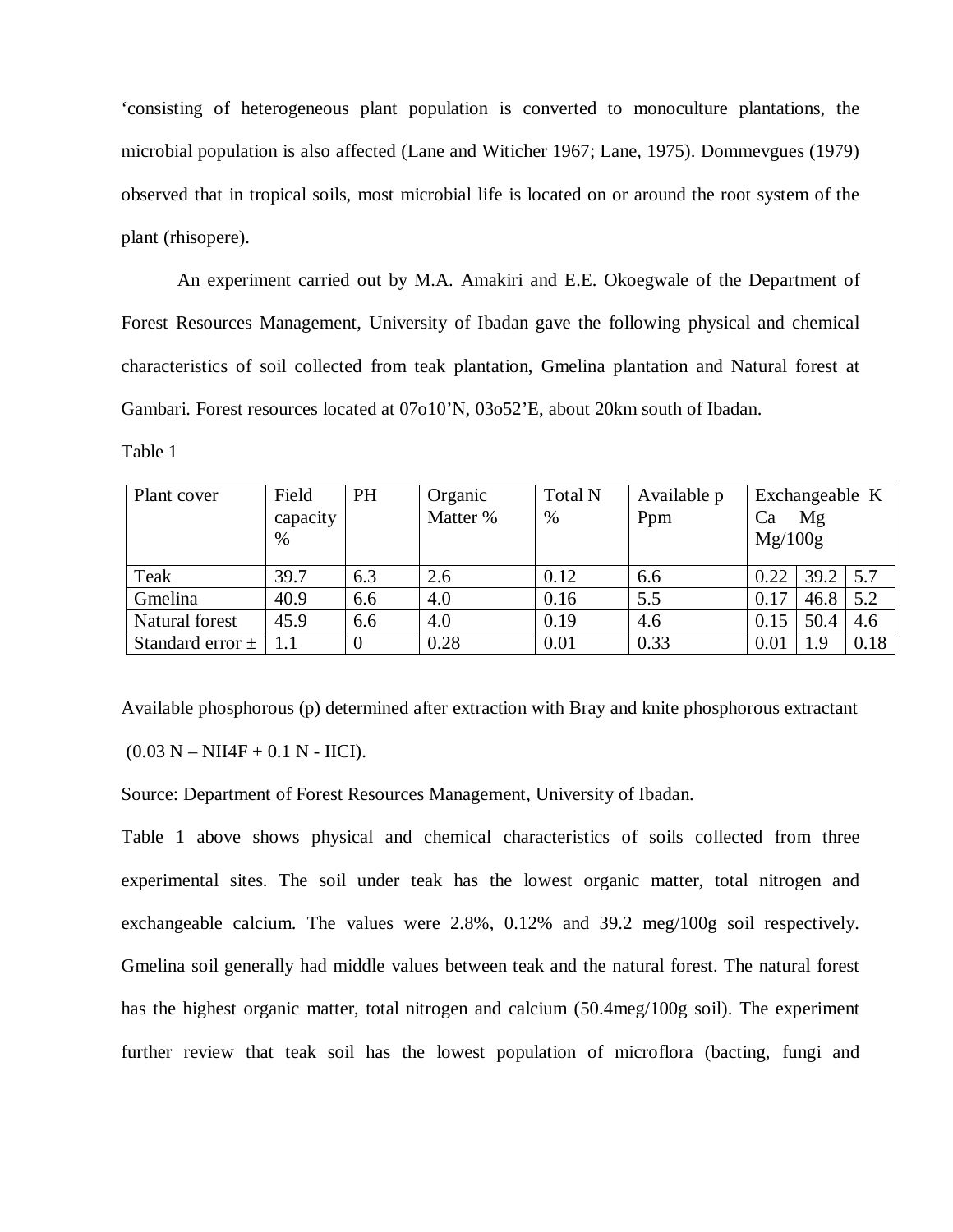‘consisting of heterogeneous plant population is converted to monoculture plantations, the microbial population is also affected (Lane and Witicher 1967; Lane, 1975). Dommevgues (1979) observed that in tropical soils, most microbial life is located on or around the root system of the plant (rhisopere).

An experiment carried out by M.A. Amakiri and E.E. Okoegwale of the Department of Forest Resources Management, University of Ibadan gave the following physical and chemical characteristics of soil collected from teak plantation, Gmelina plantation and Natural forest at Gambari. Forest resources located at 07o10’N, 03o52’E, about 20km south of Ibadan.

Table 1

| Plant cover | Field capacity % | PH | Organic Matter % | Total N % | Available p Ppm | Exchangeable K Ca Mg Mg/100g | | |
|---|---|---|---|---|---|---|---|---|
| Teak | 39.7 | 6.3 | 2.6 | 0.12 | 6.6 | 0.22 | 39.2 | 5.7 |
| Gmelina | 40.9 | 6.6 | 4.0 | 0.16 | 5.5 | 0.17 | 46.8 | 5.2 |
| Natural forest | 45.9 | 6.6 | 4.0 | 0.19 | 4.6 | 0.15 | 50.4 | 4.6 |
| Standard error ± | 1.1 | 0 | 0.28 | 0.01 | 0.33 | 0.01 | 1.9 | 0.18 |

Available phosphorous (p) determined after extraction with Bray and knite phosphorous extractant (0.03 N – NII4F + 0.1 N - IICI).

Source: Department of Forest Resources Management, University of Ibadan.

Table 1 above shows physical and chemical characteristics of soils collected from three experimental sites. The soil under teak has the lowest organic matter, total nitrogen and exchangeable calcium. The values were 2.8%, 0.12% and 39.2 meg/100g soil respectively. Gmelina soil generally had middle values between teak and the natural forest. The natural forest has the highest organic matter, total nitrogen and calcium (50.4meg/100g soil). The experiment further review that teak soil has the lowest population of microflora (bacting, fungi and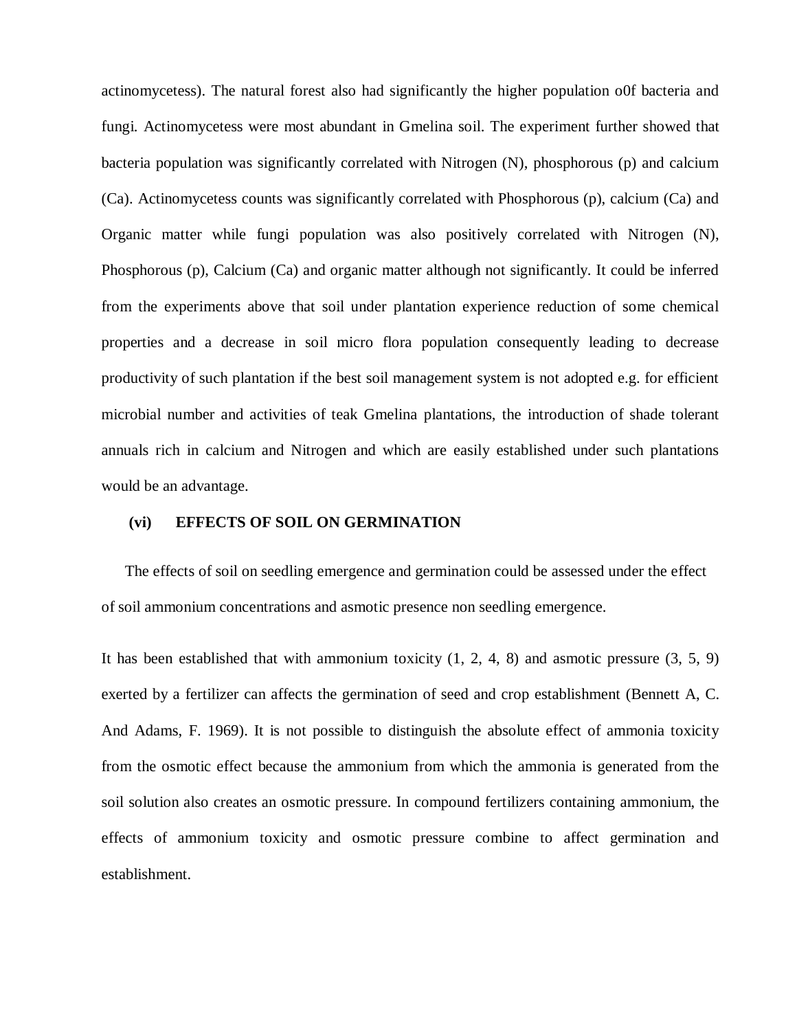actinomycetess). The natural forest also had significantly the higher population o0f bacteria and fungi. Actinomycetess were most abundant in Gmelina soil. The experiment further showed that bacteria population was significantly correlated with Nitrogen (N), phosphorous (p) and calcium (Ca). Actinomycetess counts was significantly correlated with Phosphorous (p), calcium (Ca) and Organic matter while fungi population was also positively correlated with Nitrogen (N), Phosphorous (p), Calcium (Ca) and organic matter although not significantly. It could be inferred from the experiments above that soil under plantation experience reduction of some chemical properties and a decrease in soil micro flora population consequently leading to decrease productivity of such plantation if the best soil management system is not adopted e.g. for efficient microbial number and activities of teak Gmelina plantations, the introduction of shade tolerant annuals rich in calcium and Nitrogen and which are easily established under such plantations would be an advantage.

### (vi) EFFECTS OF SOIL ON GERMINATION

The effects of soil on seedling emergence and germination could be assessed under the effect of soil ammonium concentrations and asmotic presence non seedling emergence.

It has been established that with ammonium toxicity (1, 2, 4, 8) and asmotic pressure (3, 5, 9) exerted by a fertilizer can affects the germination of seed and crop establishment (Bennett A, C. And Adams, F. 1969). It is not possible to distinguish the absolute effect of ammonia toxicity from the osmotic effect because the ammonium from which the ammonia is generated from the soil solution also creates an osmotic pressure. In compound fertilizers containing ammonium, the effects of ammonium toxicity and osmotic pressure combine to affect germination and establishment.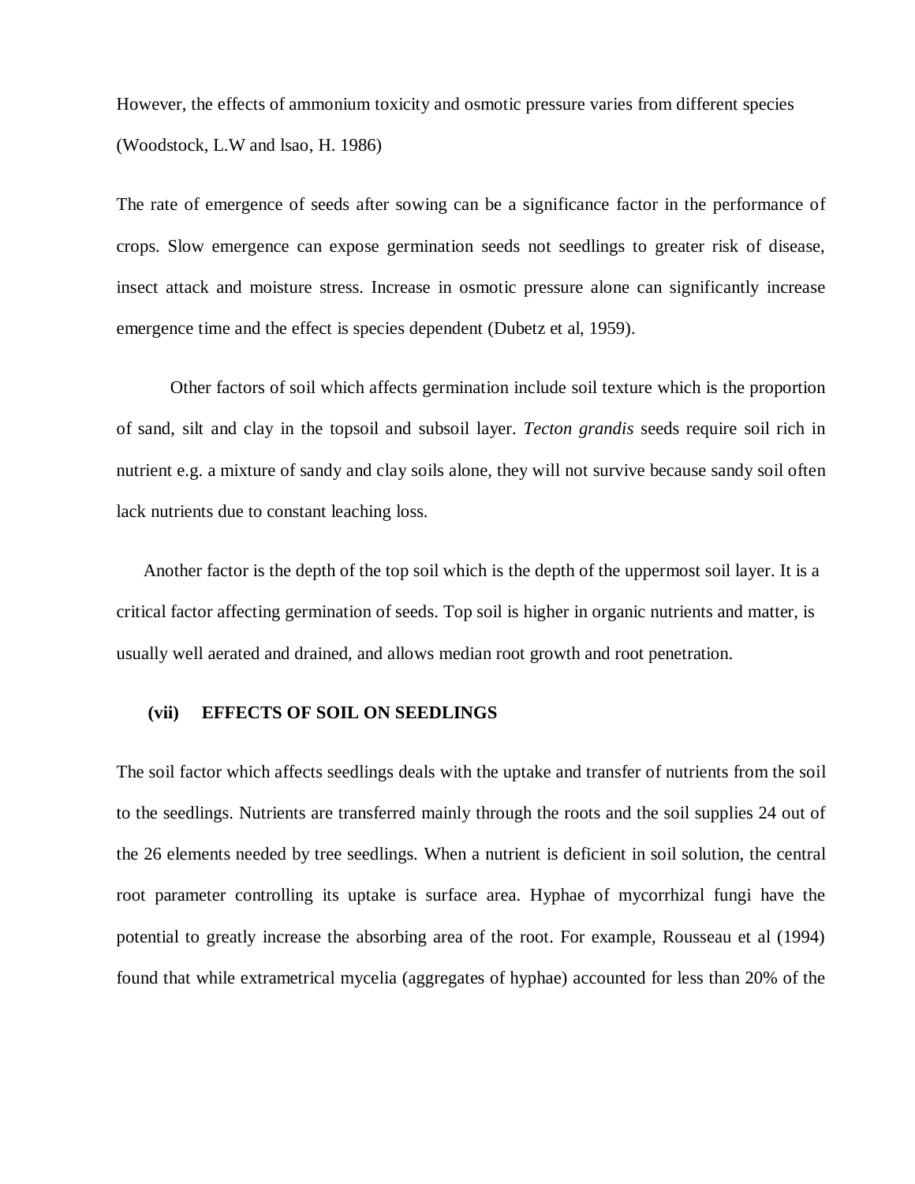However, the effects of ammonium toxicity and osmotic pressure varies from different species (Woodstock, L.W and lsao, H. 1986)

The rate of emergence of seeds after sowing can be a significance factor in the performance of crops. Slow emergence can expose germination seeds not seedlings to greater risk of disease, insect attack and moisture stress. Increase in osmotic pressure alone can significantly increase emergence time and the effect is species dependent (Dubetz et al, 1959).

Other factors of soil which affects germination include soil texture which is the proportion of sand, silt and clay in the topsoil and subsoil layer. *Tecton grandis* seeds require soil rich in nutrient e.g. a mixture of sandy and clay soils alone, they will not survive because sandy soil often lack nutrients due to constant leaching loss.

Another factor is the depth of the top soil which is the depth of the uppermost soil layer. It is a critical factor affecting germination of seeds. Top soil is higher in organic nutrients and matter, is usually well aerated and drained, and allows median root growth and root penetration.

### (vii) EFFECTS OF SOIL ON SEEDLINGS

The soil factor which affects seedlings deals with the uptake and transfer of nutrients from the soil to the seedlings. Nutrients are transferred mainly through the roots and the soil supplies 24 out of the 26 elements needed by tree seedlings. When a nutrient is deficient in soil solution, the central root parameter controlling its uptake is surface area. Hyphae of mycorrhizal fungi have the potential to greatly increase the absorbing area of the root. For example, Rousseau et al (1994) found that while extrametrical mycelia (aggregates of hyphae) accounted for less than 20% of the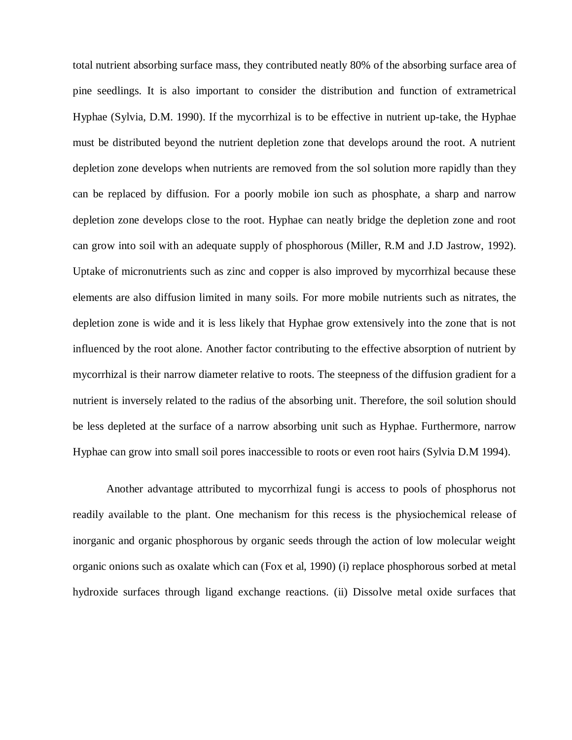total nutrient absorbing surface mass, they contributed neatly 80% of the absorbing surface area of pine seedlings. It is also important to consider the distribution and function of extrametrical Hyphae (Sylvia, D.M. 1990). If the mycorrhizal is to be effective in nutrient up-take, the Hyphae must be distributed beyond the nutrient depletion zone that develops around the root. A nutrient depletion zone develops when nutrients are removed from the sol solution more rapidly than they can be replaced by diffusion. For a poorly mobile ion such as phosphate, a sharp and narrow depletion zone develops close to the root. Hyphae can neatly bridge the depletion zone and root can grow into soil with an adequate supply of phosphorous (Miller, R.M and J.D Jastrow, 1992). Uptake of micronutrients such as zinc and copper is also improved by mycorrhizal because these elements are also diffusion limited in many soils. For more mobile nutrients such as nitrates, the depletion zone is wide and it is less likely that Hyphae grow extensively into the zone that is not influenced by the root alone. Another factor contributing to the effective absorption of nutrient by mycorrhizal is their narrow diameter relative to roots. The steepness of the diffusion gradient for a nutrient is inversely related to the radius of the absorbing unit. Therefore, the soil solution should be less depleted at the surface of a narrow absorbing unit such as Hyphae. Furthermore, narrow Hyphae can grow into small soil pores inaccessible to roots or even root hairs (Sylvia D.M 1994).

Another advantage attributed to mycorrhizal fungi is access to pools of phosphorus not readily available to the plant. One mechanism for this recess is the physiochemical release of inorganic and organic phosphorous by organic seeds through the action of low molecular weight organic onions such as oxalate which can (Fox et al, 1990) (i) replace phosphorous sorbed at metal hydroxide surfaces through ligand exchange reactions. (ii) Dissolve metal oxide surfaces that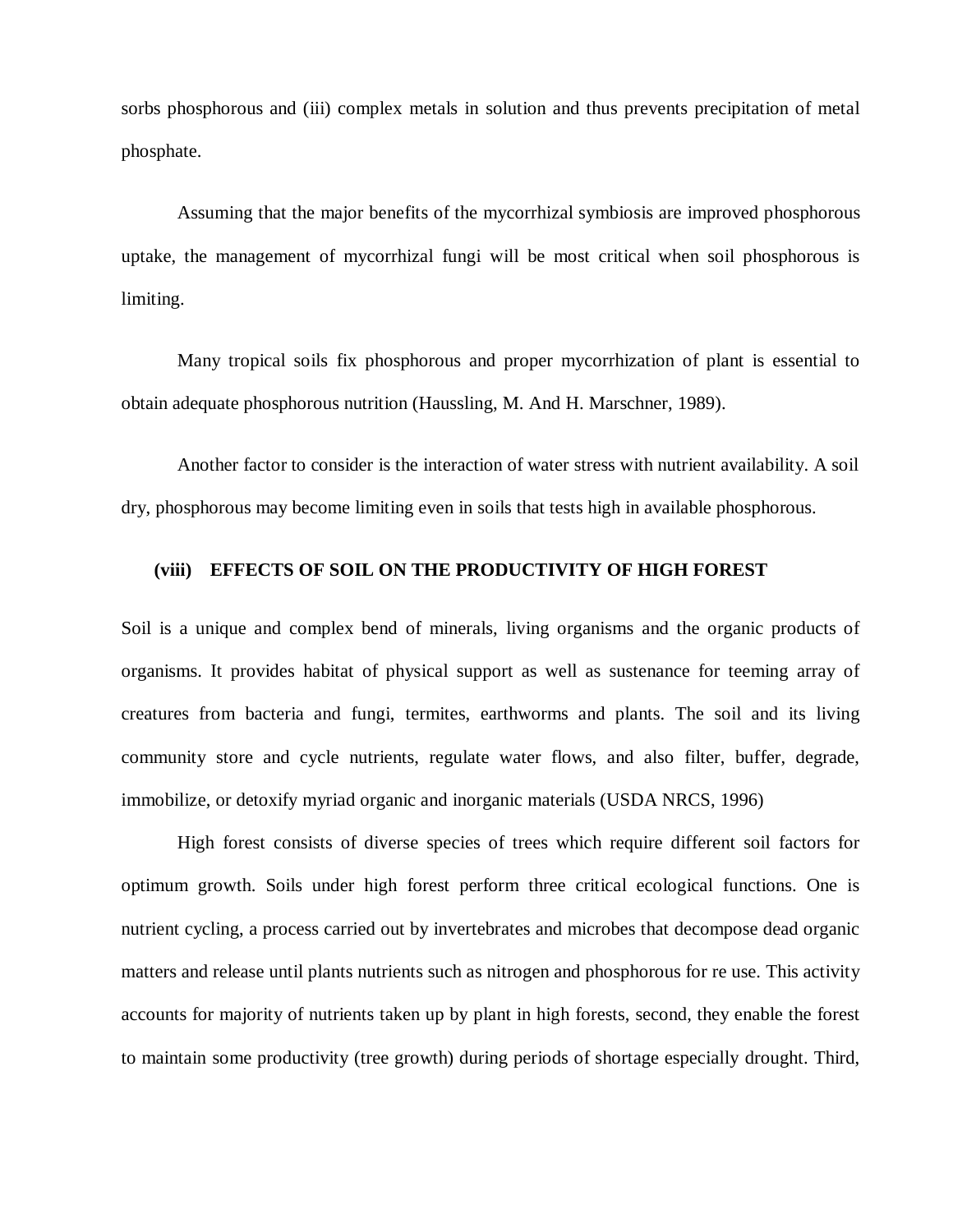sorbs phosphorous and (iii) complex metals in solution and thus prevents precipitation of metal phosphate.

Assuming that the major benefits of the mycorrhizal symbiosis are improved phosphorous uptake, the management of mycorrhizal fungi will be most critical when soil phosphorous is limiting.

Many tropical soils fix phosphorous and proper mycorrhization of plant is essential to obtain adequate phosphorous nutrition (Haussling, M. And H. Marschner, 1989).

Another factor to consider is the interaction of water stress with nutrient availability. A soil dry, phosphorous may become limiting even in soils that tests high in available phosphorous.

### (viii) EFFECTS OF SOIL ON THE PRODUCTIVITY OF HIGH FOREST

Soil is a unique and complex bend of minerals, living organisms and the organic products of organisms. It provides habitat of physical support as well as sustenance for teeming array of creatures from bacteria and fungi, termites, earthworms and plants. The soil and its living community store and cycle nutrients, regulate water flows, and also filter, buffer, degrade, immobilize, or detoxify myriad organic and inorganic materials (USDA NRCS, 1996)

High forest consists of diverse species of trees which require different soil factors for optimum growth. Soils under high forest perform three critical ecological functions. One is nutrient cycling, a process carried out by invertebrates and microbes that decompose dead organic matters and release until plants nutrients such as nitrogen and phosphorous for re use. This activity accounts for majority of nutrients taken up by plant in high forests, second, they enable the forest to maintain some productivity (tree growth) during periods of shortage especially drought. Third,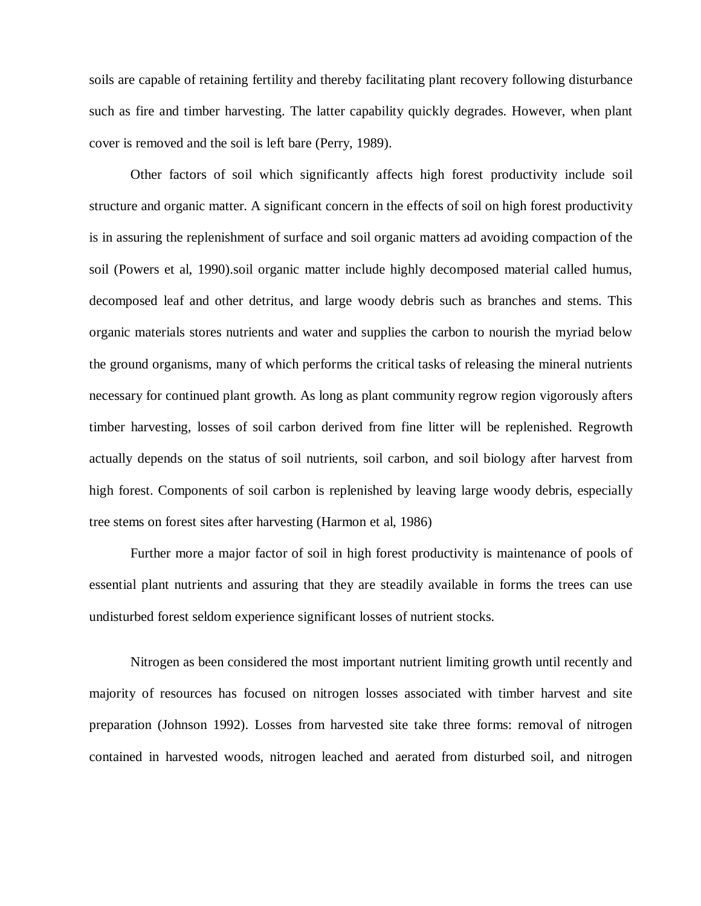soils are capable of retaining fertility and thereby facilitating plant recovery following disturbance such as fire and timber harvesting. The latter capability quickly degrades. However, when plant cover is removed and the soil is left bare (Perry, 1989).

Other factors of soil which significantly affects high forest productivity include soil structure and organic matter. A significant concern in the effects of soil on high forest productivity is in assuring the replenishment of surface and soil organic matters ad avoiding compaction of the soil (Powers et al, 1990).soil organic matter include highly decomposed material called humus, decomposed leaf and other detritus, and large woody debris such as branches and stems. This organic materials stores nutrients and water and supplies the carbon to nourish the myriad below the ground organisms, many of which performs the critical tasks of releasing the mineral nutrients necessary for continued plant growth. As long as plant community regrow region vigorously afters timber harvesting, losses of soil carbon derived from fine litter will be replenished. Regrowth actually depends on the status of soil nutrients, soil carbon, and soil biology after harvest from high forest. Components of soil carbon is replenished by leaving large woody debris, especially tree stems on forest sites after harvesting (Harmon et al, 1986)

Further more a major factor of soil in high forest productivity is maintenance of pools of essential plant nutrients and assuring that they are steadily available in forms the trees can use undisturbed forest seldom experience significant losses of nutrient stocks.

Nitrogen as been considered the most important nutrient limiting growth until recently and majority of resources has focused on nitrogen losses associated with timber harvest and site preparation (Johnson 1992). Losses from harvested site take three forms: removal of nitrogen contained in harvested woods, nitrogen leached and aerated from disturbed soil, and nitrogen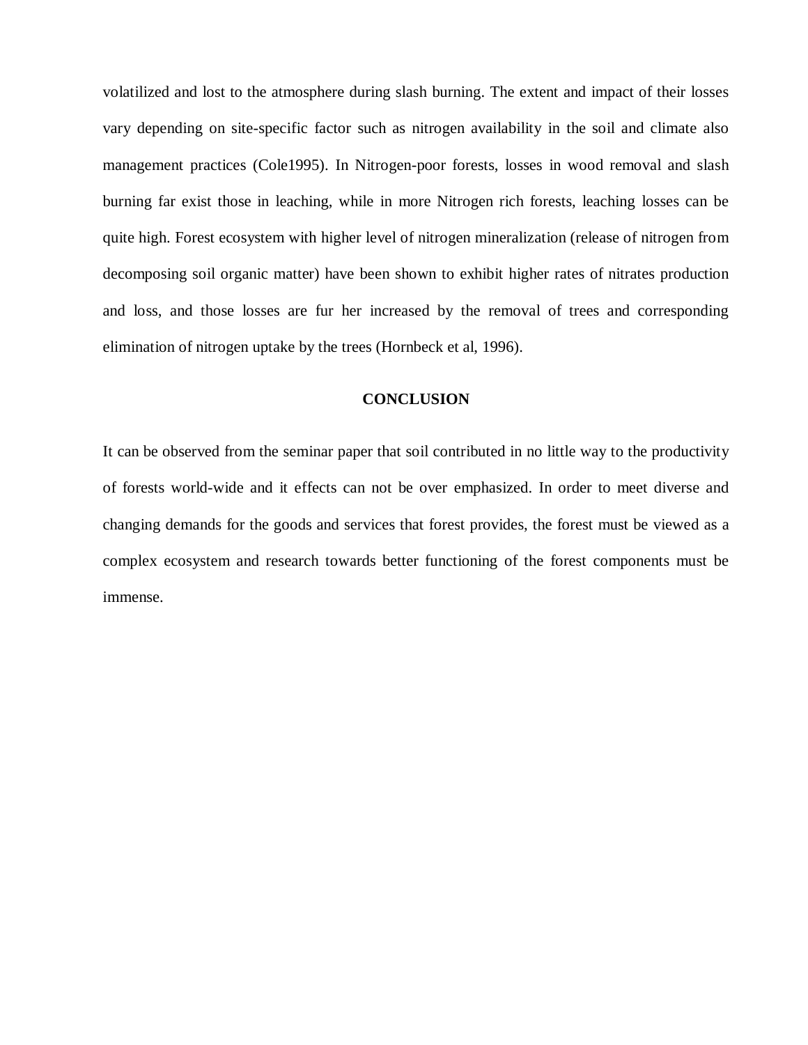volatilized and lost to the atmosphere during slash burning. The extent and impact of their losses vary depending on site-specific factor such as nitrogen availability in the soil and climate also management practices (Cole1995). In Nitrogen-poor forests, losses in wood removal and slash burning far exist those in leaching, while in more Nitrogen rich forests, leaching losses can be quite high. Forest ecosystem with higher level of nitrogen mineralization (release of nitrogen from decomposing soil organic matter) have been shown to exhibit higher rates of nitrates production and loss, and those losses are fur her increased by the removal of trees and corresponding elimination of nitrogen uptake by the trees (Hornbeck et al, 1996).

## CONCLUSION

It can be observed from the seminar paper that soil contributed in no little way to the productivity of forests world-wide and it effects can not be over emphasized. In order to meet diverse and changing demands for the goods and services that forest provides, the forest must be viewed as a complex ecosystem and research towards better functioning of the forest components must be immense.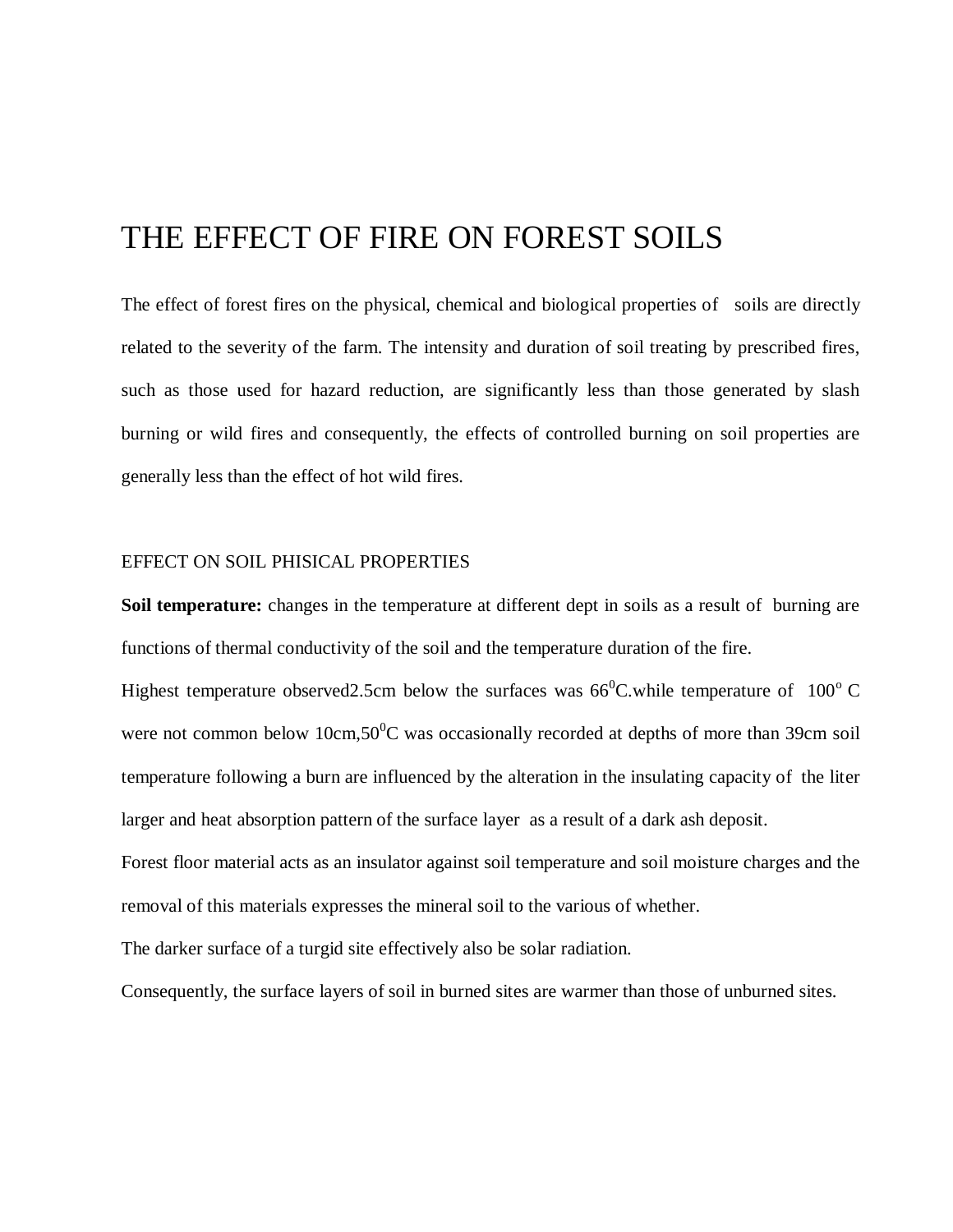# THE EFFECT OF FIRE ON FOREST SOILS

The effect of forest fires on the physical, chemical and biological properties of soils are directly related to the severity of the farm. The intensity and duration of soil treating by prescribed fires, such as those used for hazard reduction, are significantly less than those generated by slash burning or wild fires and consequently, the effects of controlled burning on soil properties are generally less than the effect of hot wild fires.

## EFFECT ON SOIL PHISICAL PROPERTIES

**Soil temperature:** changes in the temperature at different dept in soils as a result of burning are functions of thermal conductivity of the soil and the temperature duration of the fire.

Highest temperature observed2.5cm below the surfaces was $66^0$C.while temperature of $100^o$ C were not common below 10cm,$50^0$C was occasionally recorded at depths of more than 39cm soil temperature following a burn are influenced by the alteration in the insulating capacity of the liter larger and heat absorption pattern of the surface layer as a result of a dark ash deposit.

Forest floor material acts as an insulator against soil temperature and soil moisture charges and the removal of this materials expresses the mineral soil to the various of whether.

The darker surface of a turgid site effectively also be solar radiation.

Consequently, the surface layers of soil in burned sites are warmer than those of unburned sites.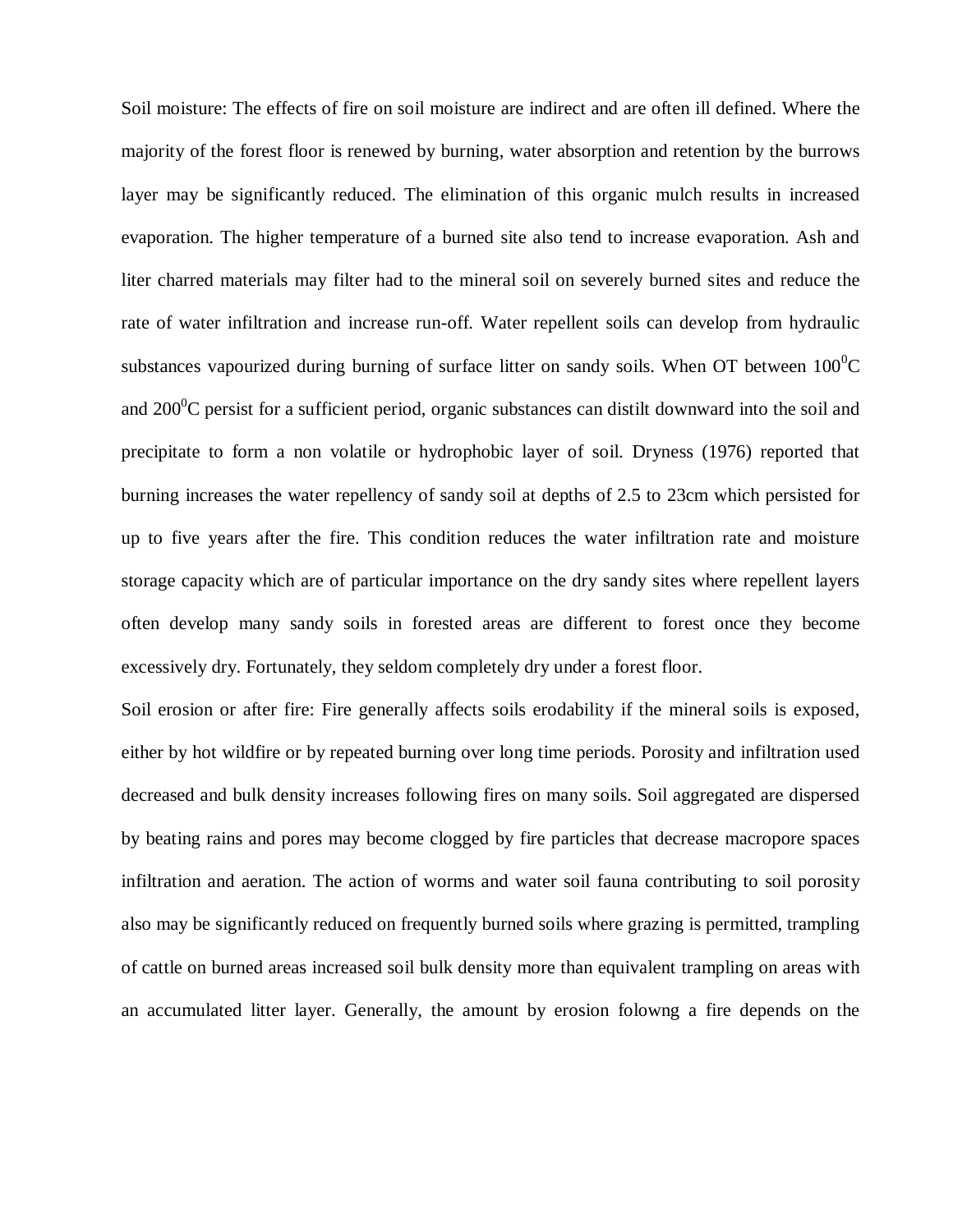Soil moisture: The effects of fire on soil moisture are indirect and are often ill defined. Where the majority of the forest floor is renewed by burning, water absorption and retention by the burrows layer may be significantly reduced. The elimination of this organic mulch results in increased evaporation. The higher temperature of a burned site also tend to increase evaporation. Ash and liter charred materials may filter had to the mineral soil on severely burned sites and reduce the rate of water infiltration and increase run-off. Water repellent soils can develop from hydraulic substances vapourized during burning of surface litter on sandy soils. When OT between $100^0$C and $200^0$C persist for a sufficient period, organic substances can distilt downward into the soil and precipitate to form a non volatile or hydrophobic layer of soil. Dryness (1976) reported that burning increases the water repellency of sandy soil at depths of 2.5 to 23cm which persisted for up to five years after the fire. This condition reduces the water infiltration rate and moisture storage capacity which are of particular importance on the dry sandy sites where repellent layers often develop many sandy soils in forested areas are different to forest once they become excessively dry. Fortunately, they seldom completely dry under a forest floor.

Soil erosion or after fire: Fire generally affects soils erodability if the mineral soils is exposed, either by hot wildfire or by repeated burning over long time periods. Porosity and infiltration used decreased and bulk density increases following fires on many soils. Soil aggregated are dispersed by beating rains and pores may become clogged by fire particles that decrease macropore spaces infiltration and aeration. The action of worms and water soil fauna contributing to soil porosity also may be significantly reduced on frequently burned soils where grazing is permitted, trampling of cattle on burned areas increased soil bulk density more than equivalent trampling on areas with an accumulated litter layer. Generally, the amount by erosion folowng a fire depends on the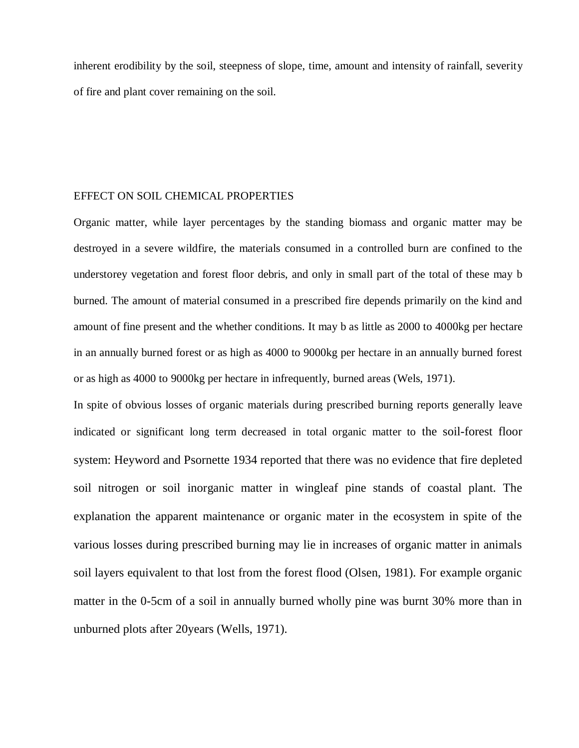inherent erodibility by the soil, steepness of slope, time, amount and intensity of rainfall, severity of fire and plant cover remaining on the soil.

## EFFECT ON SOIL CHEMICAL PROPERTIES

Organic matter, while layer percentages by the standing biomass and organic matter may be destroyed in a severe wildfire, the materials consumed in a controlled burn are confined to the understorey vegetation and forest floor debris, and only in small part of the total of these may b burned. The amount of material consumed in a prescribed fire depends primarily on the kind and amount of fine present and the whether conditions. It may b as little as 2000 to 4000kg per hectare in an annually burned forest or as high as 4000 to 9000kg per hectare in an annually burned forest or as high as 4000 to 9000kg per hectare in infrequently, burned areas (Wels, 1971).

In spite of obvious losses of organic materials during prescribed burning reports generally leave indicated or significant long term decreased in total organic matter to the soil-forest floor system: Heyword and Psornette 1934 reported that there was no evidence that fire depleted soil nitrogen or soil inorganic matter in wingleaf pine stands of coastal plant. The explanation the apparent maintenance or organic mater in the ecosystem in spite of the various losses during prescribed burning may lie in increases of organic matter in animals soil layers equivalent to that lost from the forest flood (Olsen, 1981). For example organic matter in the 0-5cm of a soil in annually burned wholly pine was burnt 30% more than in unburned plots after 20years (Wells, 1971).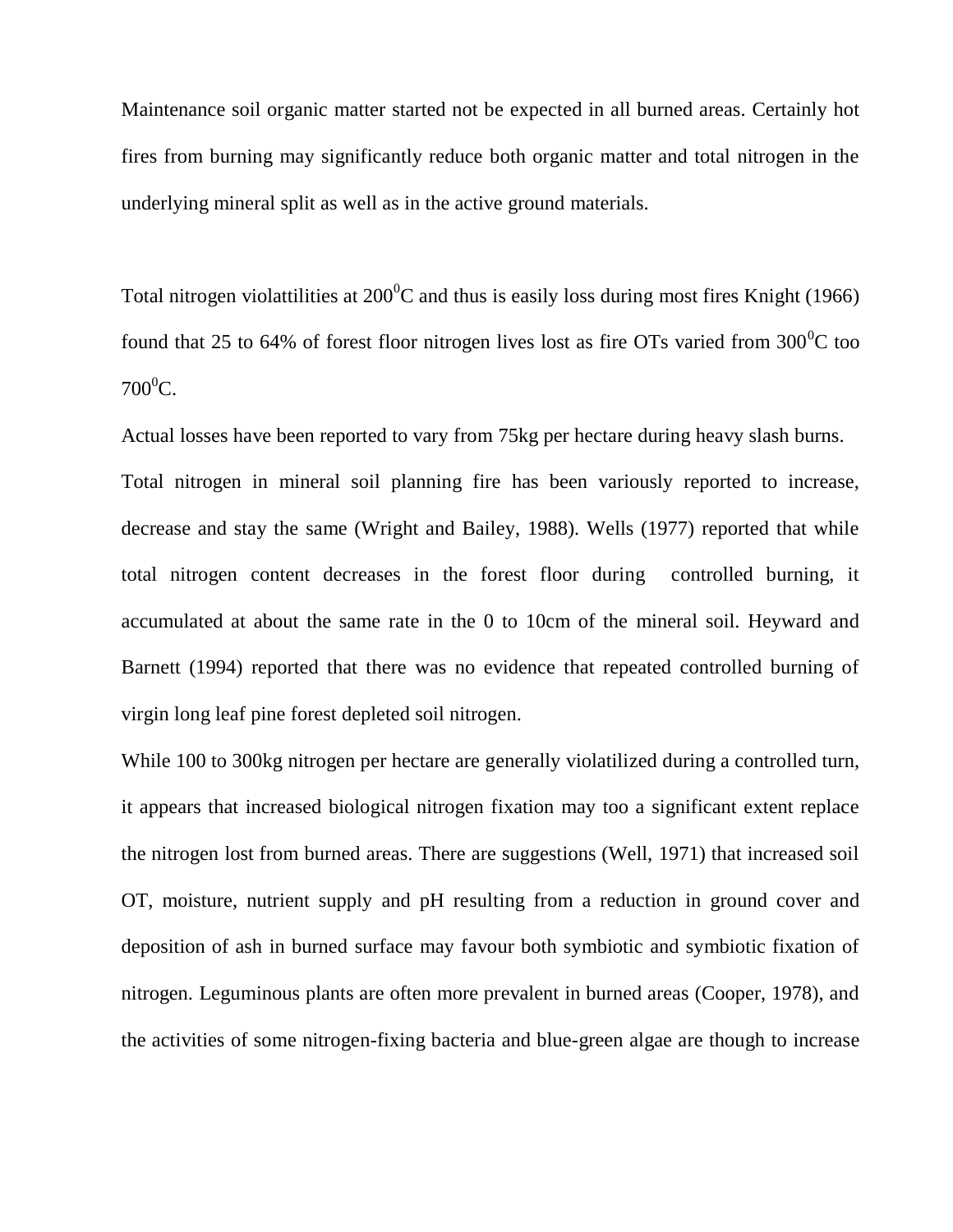Maintenance soil organic matter started not be expected in all burned areas. Certainly hot fires from burning may significantly reduce both organic matter and total nitrogen in the underlying mineral split as well as in the active ground materials.

Total nitrogen violattilities at $200^0$C and thus is easily loss during most fires Knight (1966) found that 25 to 64% of forest floor nitrogen lives lost as fire OTs varied from $300^0$C too $700^0$C.

Actual losses have been reported to vary from 75kg per hectare during heavy slash burns.

Total nitrogen in mineral soil planning fire has been variously reported to increase, decrease and stay the same (Wright and Bailey, 1988). Wells (1977) reported that while total nitrogen content decreases in the forest floor during controlled burning, it accumulated at about the same rate in the 0 to 10cm of the mineral soil. Heyward and Barnett (1994) reported that there was no evidence that repeated controlled burning of virgin long leaf pine forest depleted soil nitrogen.

While 100 to 300kg nitrogen per hectare are generally violatilized during a controlled turn, it appears that increased biological nitrogen fixation may too a significant extent replace the nitrogen lost from burned areas. There are suggestions (Well, 1971) that increased soil OT, moisture, nutrient supply and pH resulting from a reduction in ground cover and deposition of ash in burned surface may favour both symbiotic and symbiotic fixation of nitrogen. Leguminous plants are often more prevalent in burned areas (Cooper, 1978), and the activities of some nitrogen-fixing bacteria and blue-green algae are though to increase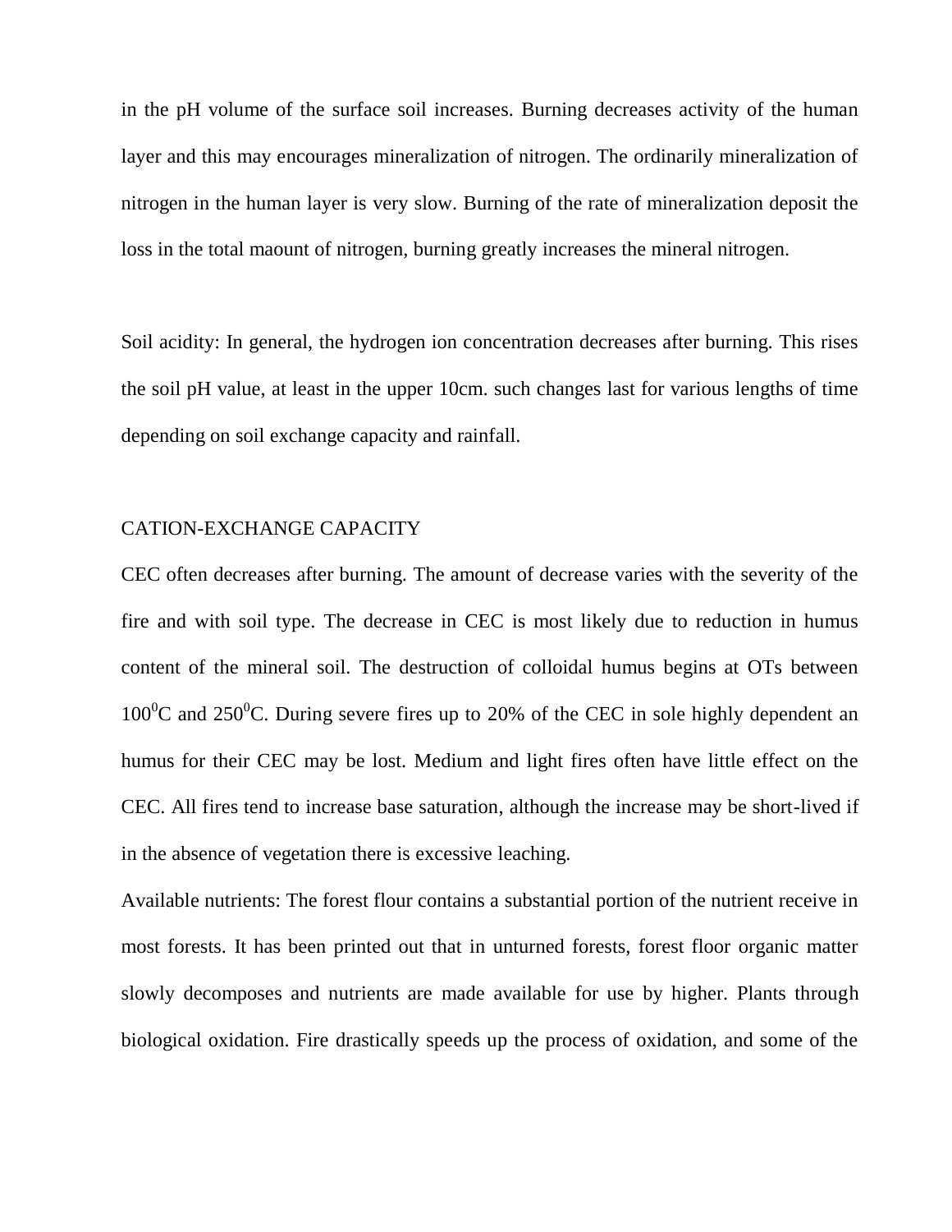in the pH volume of the surface soil increases. Burning decreases activity of the human layer and this may encourages mineralization of nitrogen. The ordinarily mineralization of nitrogen in the human layer is very slow. Burning of the rate of mineralization deposit the loss in the total maount of nitrogen, burning greatly increases the mineral nitrogen.

Soil acidity: In general, the hydrogen ion concentration decreases after burning. This rises the soil pH value, at least in the upper 10cm. such changes last for various lengths of time depending on soil exchange capacity and rainfall.

## CATION-EXCHANGE CAPACITY

CEC often decreases after burning. The amount of decrease varies with the severity of the fire and with soil type. The decrease in CEC is most likely due to reduction in humus content of the mineral soil. The destruction of colloidal humus begins at OTs between $100^0$C and $250^0$C. During severe fires up to 20% of the CEC in sole highly dependent an humus for their CEC may be lost. Medium and light fires often have little effect on the CEC. All fires tend to increase base saturation, although the increase may be short-lived if in the absence of vegetation there is excessive leaching.

Available nutrients: The forest flour contains a substantial portion of the nutrient receive in most forests. It has been printed out that in unturned forests, forest floor organic matter slowly decomposes and nutrients are made available for use by higher. Plants through biological oxidation. Fire drastically speeds up the process of oxidation, and some of the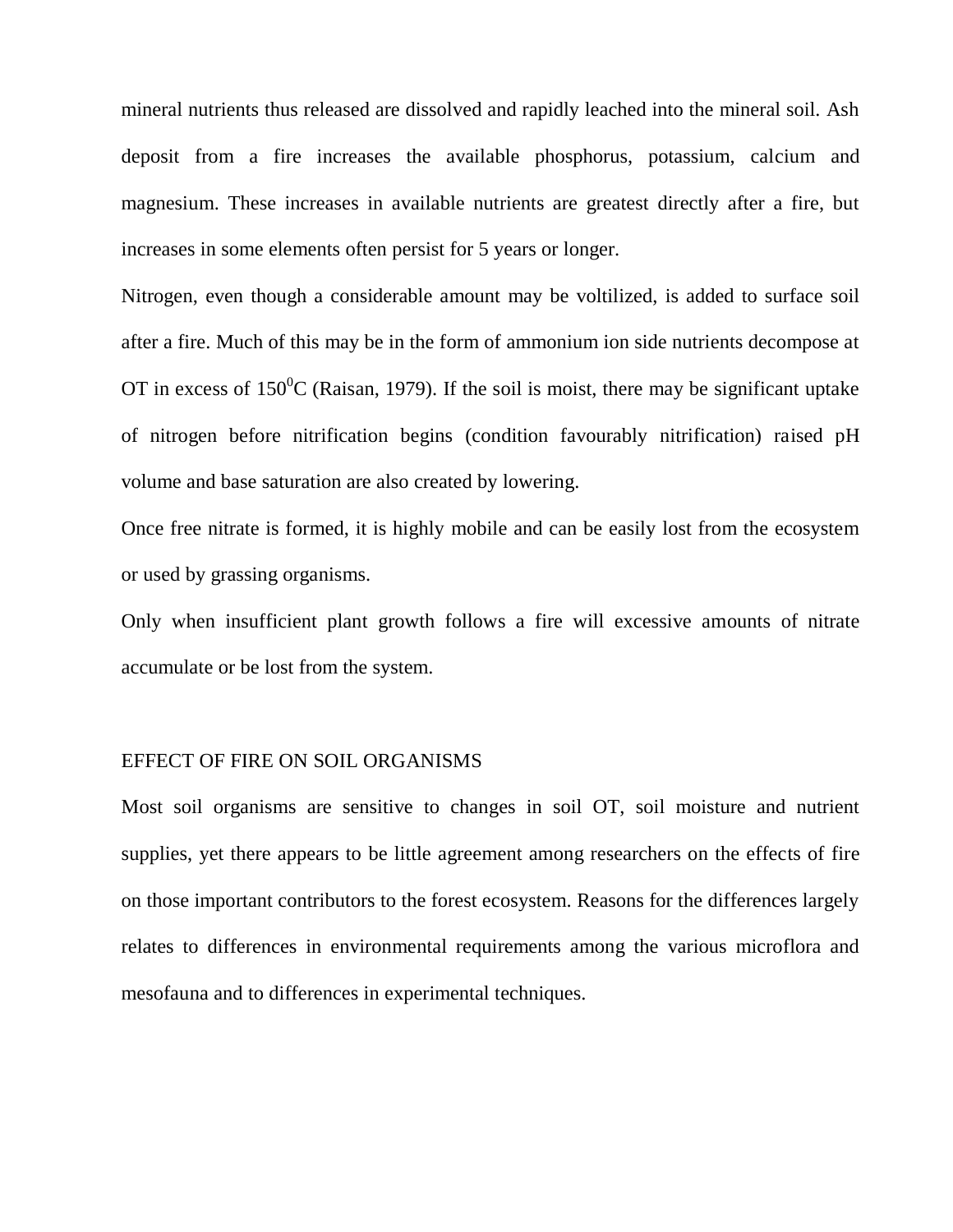mineral nutrients thus released are dissolved and rapidly leached into the mineral soil. Ash deposit from a fire increases the available phosphorus, potassium, calcium and magnesium. These increases in available nutrients are greatest directly after a fire, but increases in some elements often persist for 5 years or longer.

Nitrogen, even though a considerable amount may be voltilized, is added to surface soil after a fire. Much of this may be in the form of ammonium ion side nutrients decompose at OT in excess of $150^0$C (Raisan, 1979). If the soil is moist, there may be significant uptake of nitrogen before nitrification begins (condition favourably nitrification) raised pH volume and base saturation are also created by lowering.

Once free nitrate is formed, it is highly mobile and can be easily lost from the ecosystem or used by grassing organisms.

Only when insufficient plant growth follows a fire will excessive amounts of nitrate accumulate or be lost from the system.

## EFFECT OF FIRE ON SOIL ORGANISMS

Most soil organisms are sensitive to changes in soil OT, soil moisture and nutrient supplies, yet there appears to be little agreement among researchers on the effects of fire on those important contributors to the forest ecosystem. Reasons for the differences largely relates to differences in environmental requirements among the various microflora and mesofauna and to differences in experimental techniques.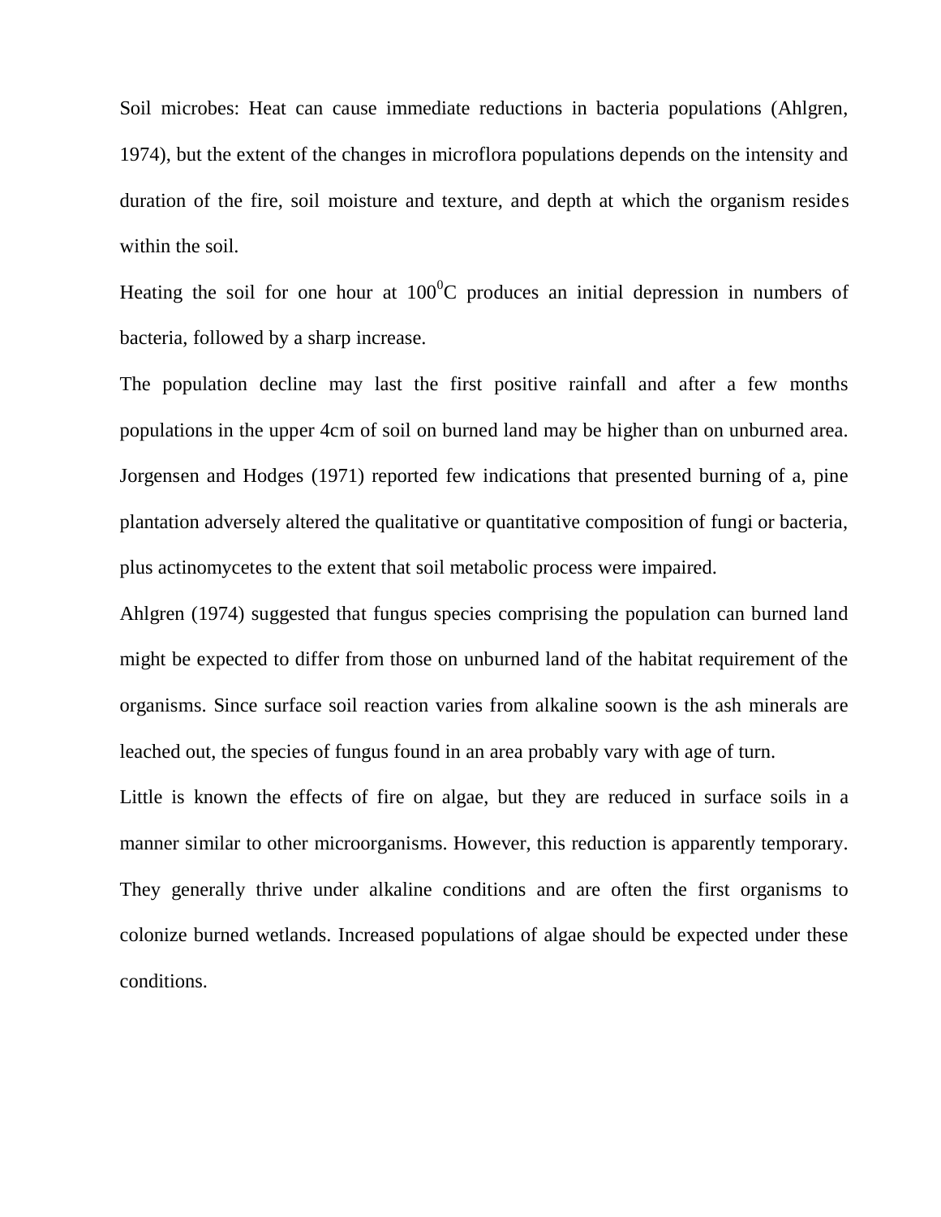Soil microbes: Heat can cause immediate reductions in bacteria populations (Ahlgren, 1974), but the extent of the changes in microflora populations depends on the intensity and duration of the fire, soil moisture and texture, and depth at which the organism resides within the soil.

Heating the soil for one hour at $100^0$C produces an initial depression in numbers of bacteria, followed by a sharp increase.

The population decline may last the first positive rainfall and after a few months populations in the upper 4cm of soil on burned land may be higher than on unburned area. Jorgensen and Hodges (1971) reported few indications that presented burning of a, pine plantation adversely altered the qualitative or quantitative composition of fungi or bacteria, plus actinomycetes to the extent that soil metabolic process were impaired.

Ahlgren (1974) suggested that fungus species comprising the population can burned land might be expected to differ from those on unburned land of the habitat requirement of the organisms. Since surface soil reaction varies from alkaline soown is the ash minerals are leached out, the species of fungus found in an area probably vary with age of turn.

Little is known the effects of fire on algae, but they are reduced in surface soils in a manner similar to other microorganisms. However, this reduction is apparently temporary. They generally thrive under alkaline conditions and are often the first organisms to colonize burned wetlands. Increased populations of algae should be expected under these conditions.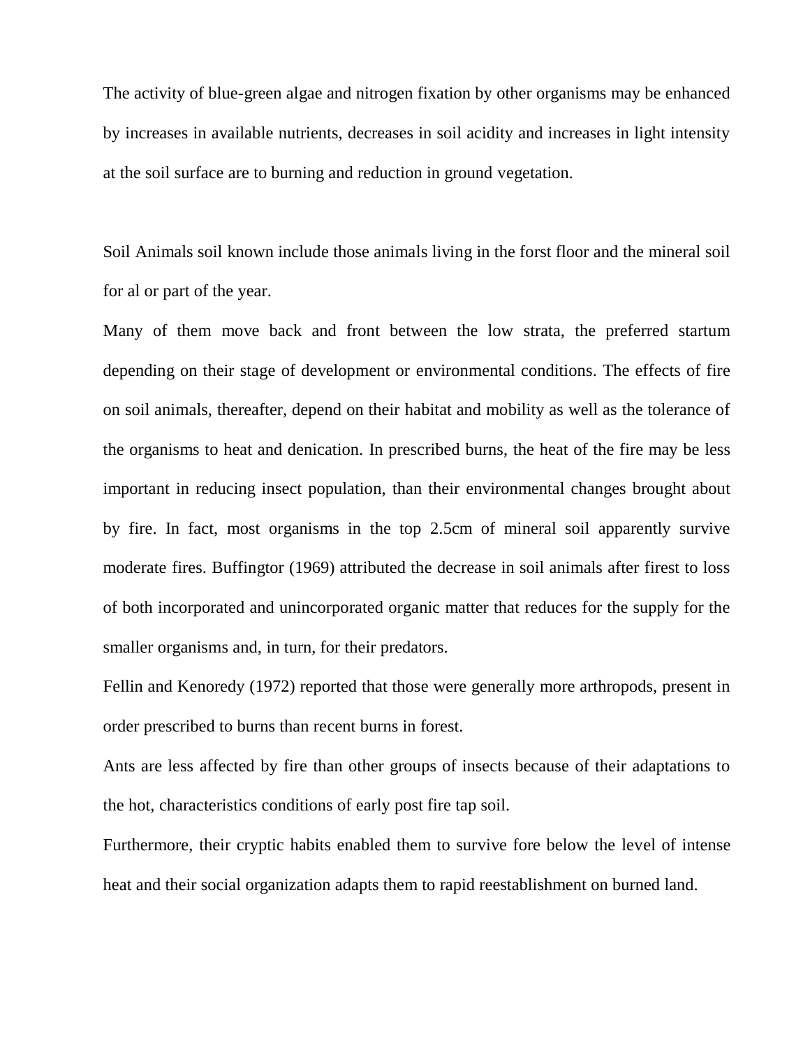The activity of blue-green algae and nitrogen fixation by other organisms may be enhanced by increases in available nutrients, decreases in soil acidity and increases in light intensity at the soil surface are to burning and reduction in ground vegetation.

Soil Animals soil known include those animals living in the forst floor and the mineral soil for al or part of the year.

Many of them move back and front between the low strata, the preferred startum depending on their stage of development or environmental conditions. The effects of fire on soil animals, thereafter, depend on their habitat and mobility as well as the tolerance of the organisms to heat and denication. In prescribed burns, the heat of the fire may be less important in reducing insect population, than their environmental changes brought about by fire. In fact, most organisms in the top 2.5cm of mineral soil apparently survive moderate fires. Buffingtor (1969) attributed the decrease in soil animals after firest to loss of both incorporated and unincorporated organic matter that reduces for the supply for the smaller organisms and, in turn, for their predators.

Fellin and Kenoredy (1972) reported that those were generally more arthropods, present in order prescribed to burns than recent burns in forest.

Ants are less affected by fire than other groups of insects because of their adaptations to the hot, characteristics conditions of early post fire tap soil.

Furthermore, their cryptic habits enabled them to survive fore below the level of intense heat and their social organization adapts them to rapid reestablishment on burned land.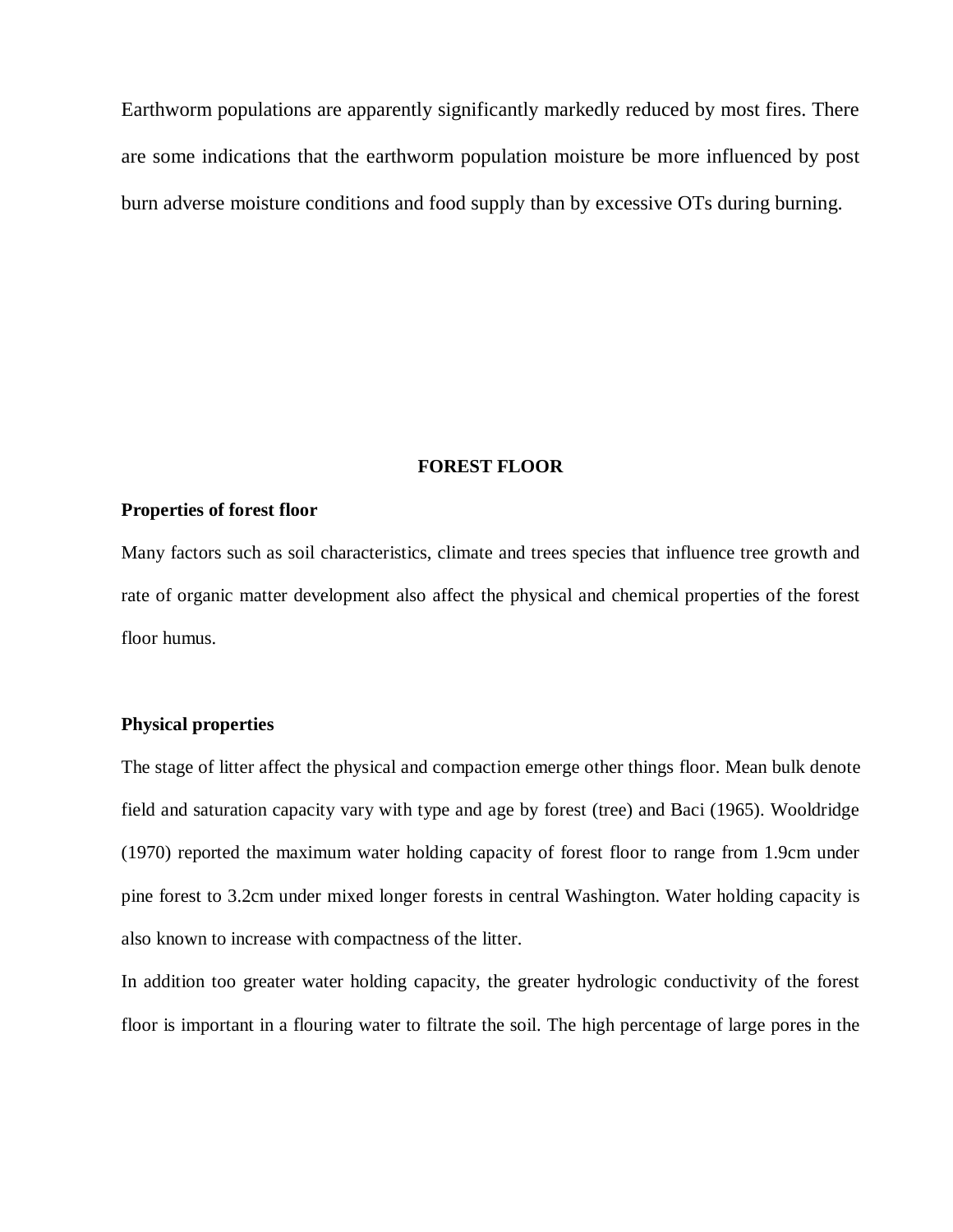Earthworm populations are apparently significantly markedly reduced by most fires. There are some indications that the earthworm population moisture be more influenced by post burn adverse moisture conditions and food supply than by excessive OTs during burning.

## FOREST FLOOR

### Properties of forest floor

Many factors such as soil characteristics, climate and trees species that influence tree growth and rate of organic matter development also affect the physical and chemical properties of the forest floor humus.

### Physical properties

The stage of litter affect the physical and compaction emerge other things floor. Mean bulk denote field and saturation capacity vary with type and age by forest (tree) and Baci (1965). Wooldridge (1970) reported the maximum water holding capacity of forest floor to range from 1.9cm under pine forest to 3.2cm under mixed longer forests in central Washington. Water holding capacity is also known to increase with compactness of the litter.

In addition too greater water holding capacity, the greater hydrologic conductivity of the forest floor is important in a flouring water to filtrate the soil. The high percentage of large pores in the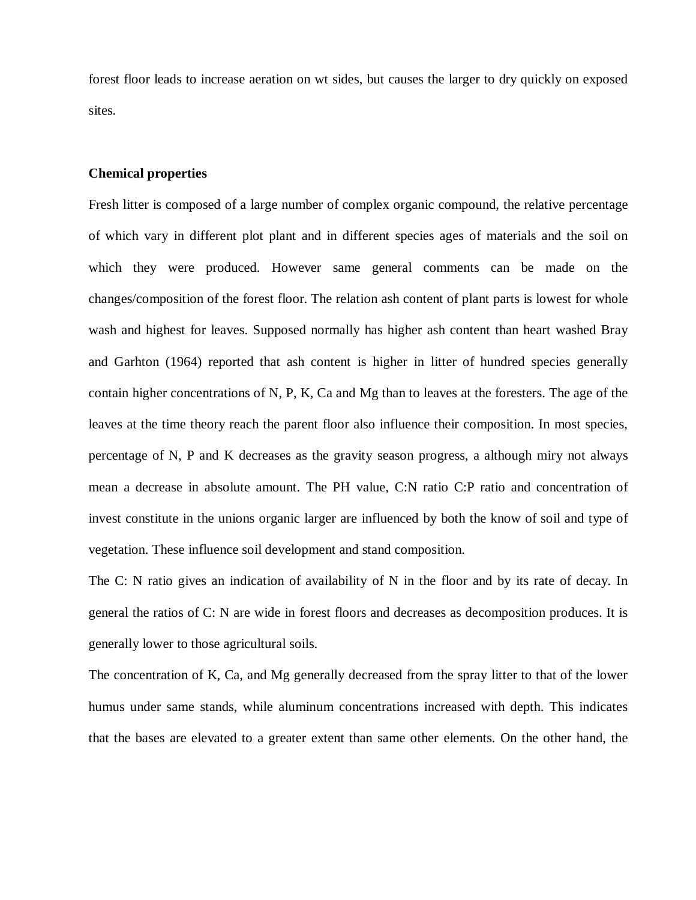forest floor leads to increase aeration on wt sides, but causes the larger to dry quickly on exposed sites.

**Chemical properties**

Fresh litter is composed of a large number of complex organic compound, the relative percentage of which vary in different plot plant and in different species ages of materials and the soil on which they were produced. However same general comments can be made on the changes/composition of the forest floor. The relation ash content of plant parts is lowest for whole wash and highest for leaves. Supposed normally has higher ash content than heart washed Bray and Garhton (1964) reported that ash content is higher in litter of hundred species generally contain higher concentrations of N, P, K, Ca and Mg than to leaves at the foresters. The age of the leaves at the time theory reach the parent floor also influence their composition. In most species, percentage of N, P and K decreases as the gravity season progress, a although miry not always mean a decrease in absolute amount. The PH value, C:N ratio C:P ratio and concentration of invest constitute in the unions organic larger are influenced by both the know of soil and type of vegetation. These influence soil development and stand composition.

The C: N ratio gives an indication of availability of N in the floor and by its rate of decay. In general the ratios of C: N are wide in forest floors and decreases as decomposition produces. It is generally lower to those agricultural soils.

The concentration of K, Ca, and Mg generally decreased from the spray litter to that of the lower humus under same stands, while aluminum concentrations increased with depth. This indicates that the bases are elevated to a greater extent than same other elements. On the other hand, the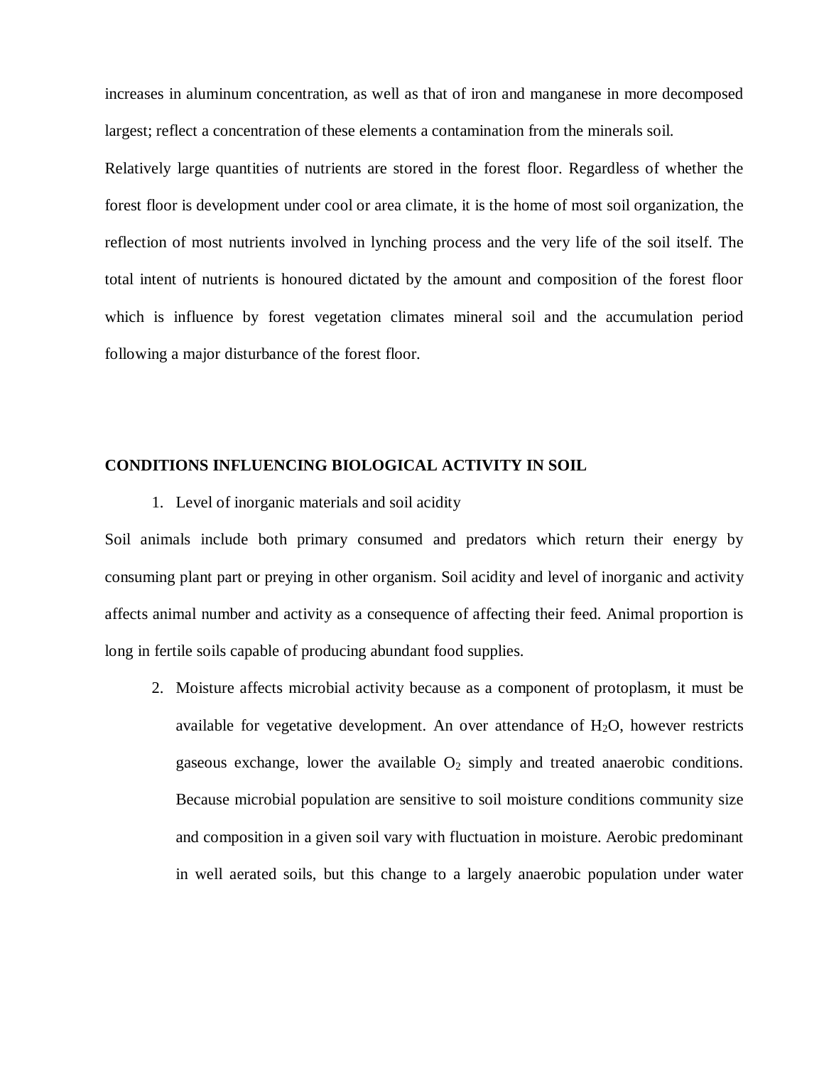increases in aluminum concentration, as well as that of iron and manganese in more decomposed largest; reflect a concentration of these elements a contamination from the minerals soil.

Relatively large quantities of nutrients are stored in the forest floor. Regardless of whether the forest floor is development under cool or area climate, it is the home of most soil organization, the reflection of most nutrients involved in lynching process and the very life of the soil itself. The total intent of nutrients is honoured dictated by the amount and composition of the forest floor which is influence by forest vegetation climates mineral soil and the accumulation period following a major disturbance of the forest floor.

**CONDITIONS INFLUENCING BIOLOGICAL ACTIVITY IN SOIL**

1. Level of inorganic materials and soil acidity

Soil animals include both primary consumed and predators which return their energy by consuming plant part or preying in other organism. Soil acidity and level of inorganic and activity affects animal number and activity as a consequence of affecting their feed. Animal proportion is long in fertile soils capable of producing abundant food supplies.

2. Moisture affects microbial activity because as a component of protoplasm, it must be available for vegetative development. An over attendance of $H_2O$, however restricts gaseous exchange, lower the available $O_2$ simply and treated anaerobic conditions. Because microbial population are sensitive to soil moisture conditions community size and composition in a given soil vary with fluctuation in moisture. Aerobic predominant in well aerated soils, but this change to a largely anaerobic population under water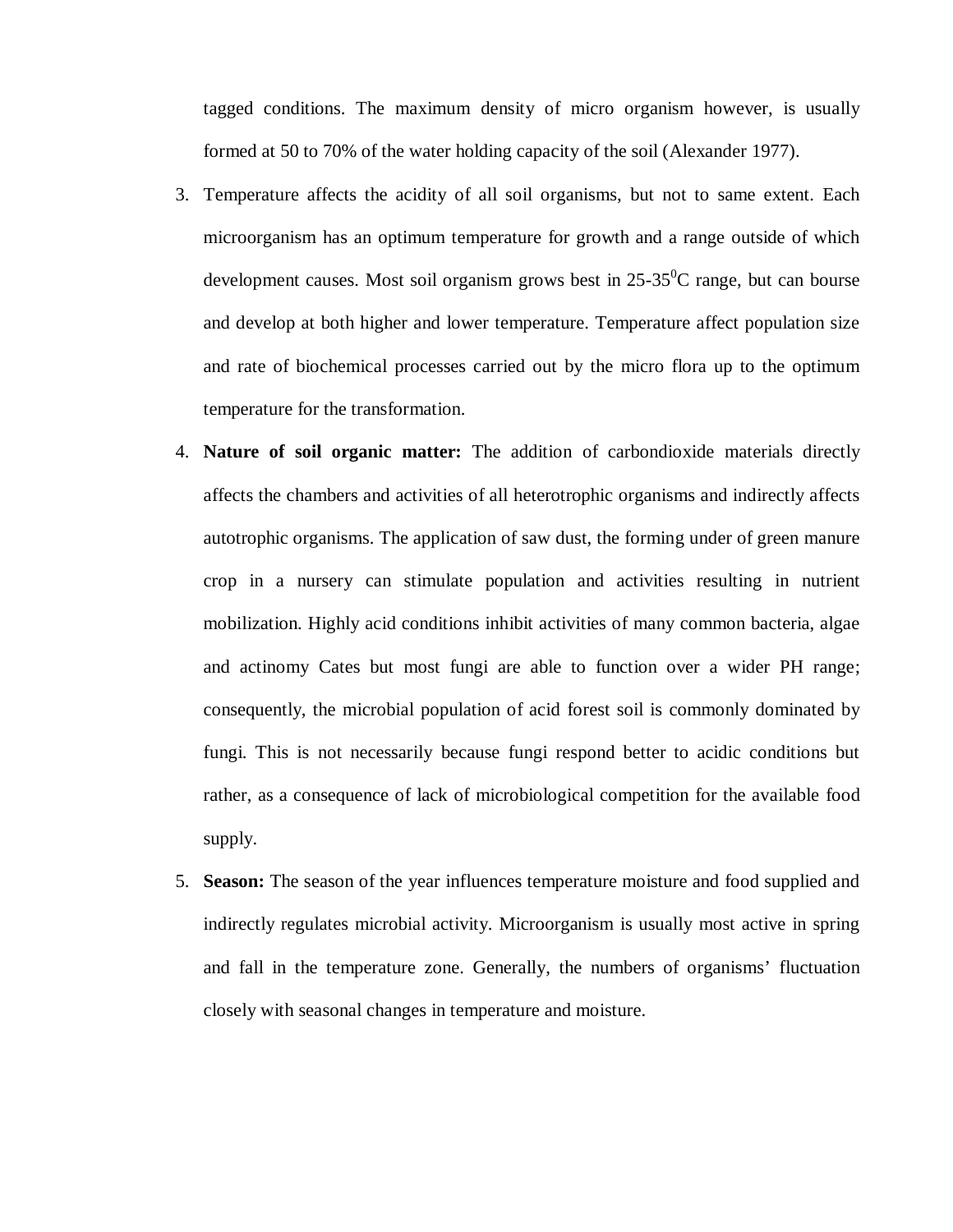tagged conditions. The maximum density of micro organism however, is usually formed at 50 to 70% of the water holding capacity of the soil (Alexander 1977).

3. Temperature affects the acidity of all soil organisms, but not to same extent. Each microorganism has an optimum temperature for growth and a range outside of which development causes. Most soil organism grows best in 25-35$^0$C range, but can bourse and develop at both higher and lower temperature. Temperature affect population size and rate of biochemical processes carried out by the micro flora up to the optimum temperature for the transformation.
4. **Nature of soil organic matter:** The addition of carbondioxide materials directly affects the chambers and activities of all heterotrophic organisms and indirectly affects autotrophic organisms. The application of saw dust, the forming under of green manure crop in a nursery can stimulate population and activities resulting in nutrient mobilization. Highly acid conditions inhibit activities of many common bacteria, algae and actinomy Cates but most fungi are able to function over a wider PH range; consequently, the microbial population of acid forest soil is commonly dominated by fungi. This is not necessarily because fungi respond better to acidic conditions but rather, as a consequence of lack of microbiological competition for the available food supply.
5. **Season:** The season of the year influences temperature moisture and food supplied and indirectly regulates microbial activity. Microorganism is usually most active in spring and fall in the temperature zone. Generally, the numbers of organisms' fluctuation closely with seasonal changes in temperature and moisture.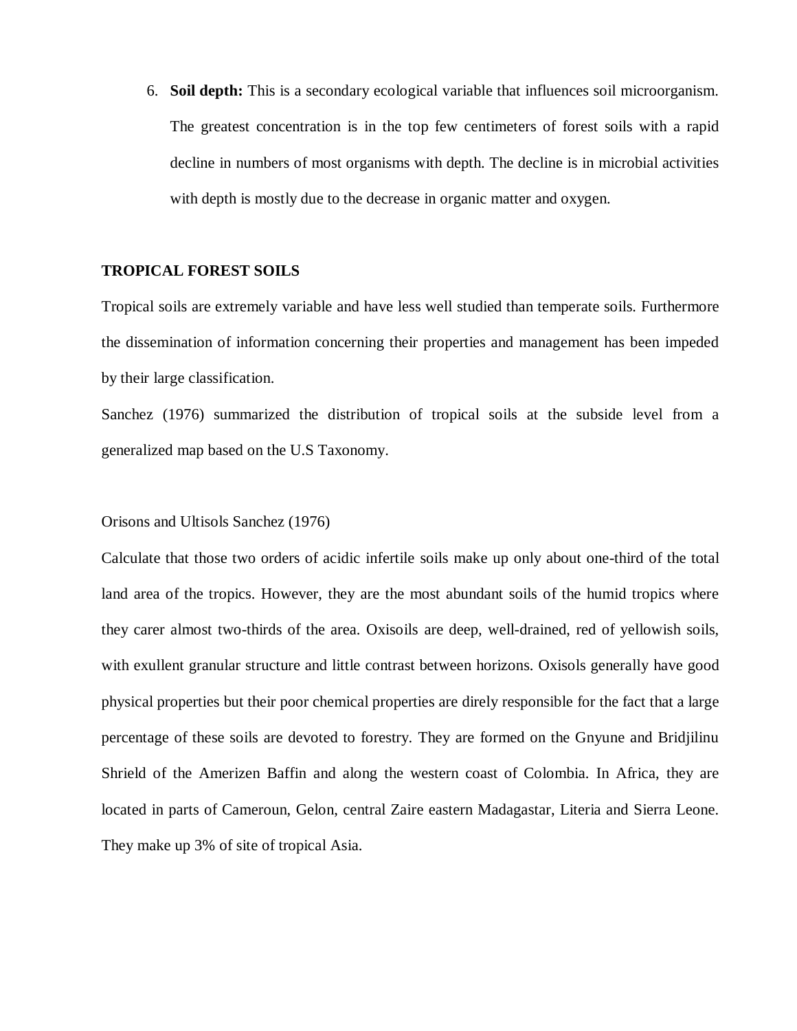6. **Soil depth:** This is a secondary ecological variable that influences soil microorganism. The greatest concentration is in the top few centimeters of forest soils with a rapid decline in numbers of most organisms with depth. The decline is in microbial activities with depth is mostly due to the decrease in organic matter and oxygen.

**TROPICAL FOREST SOILS**

Tropical soils are extremely variable and have less well studied than temperate soils. Furthermore the dissemination of information concerning their properties and management has been impeded by their large classification.

Sanchez (1976) summarized the distribution of tropical soils at the subside level from a generalized map based on the U.S Taxonomy.

Orisons and Ultisols Sanchez (1976)

Calculate that those two orders of acidic infertile soils make up only about one-third of the total land area of the tropics. However, they are the most abundant soils of the humid tropics where they carer almost two-thirds of the area. Oxisoils are deep, well-drained, red of yellowish soils, with exullent granular structure and little contrast between horizons. Oxisols generally have good physical properties but their poor chemical properties are direly responsible for the fact that a large percentage of these soils are devoted to forestry. They are formed on the Gnyune and Bridjilinu Shrield of the Amerizen Baffin and along the western coast of Colombia. In Africa, they are located in parts of Cameroun, Gelon, central Zaire eastern Madagastar, Literia and Sierra Leone. They make up 3% of site of tropical Asia.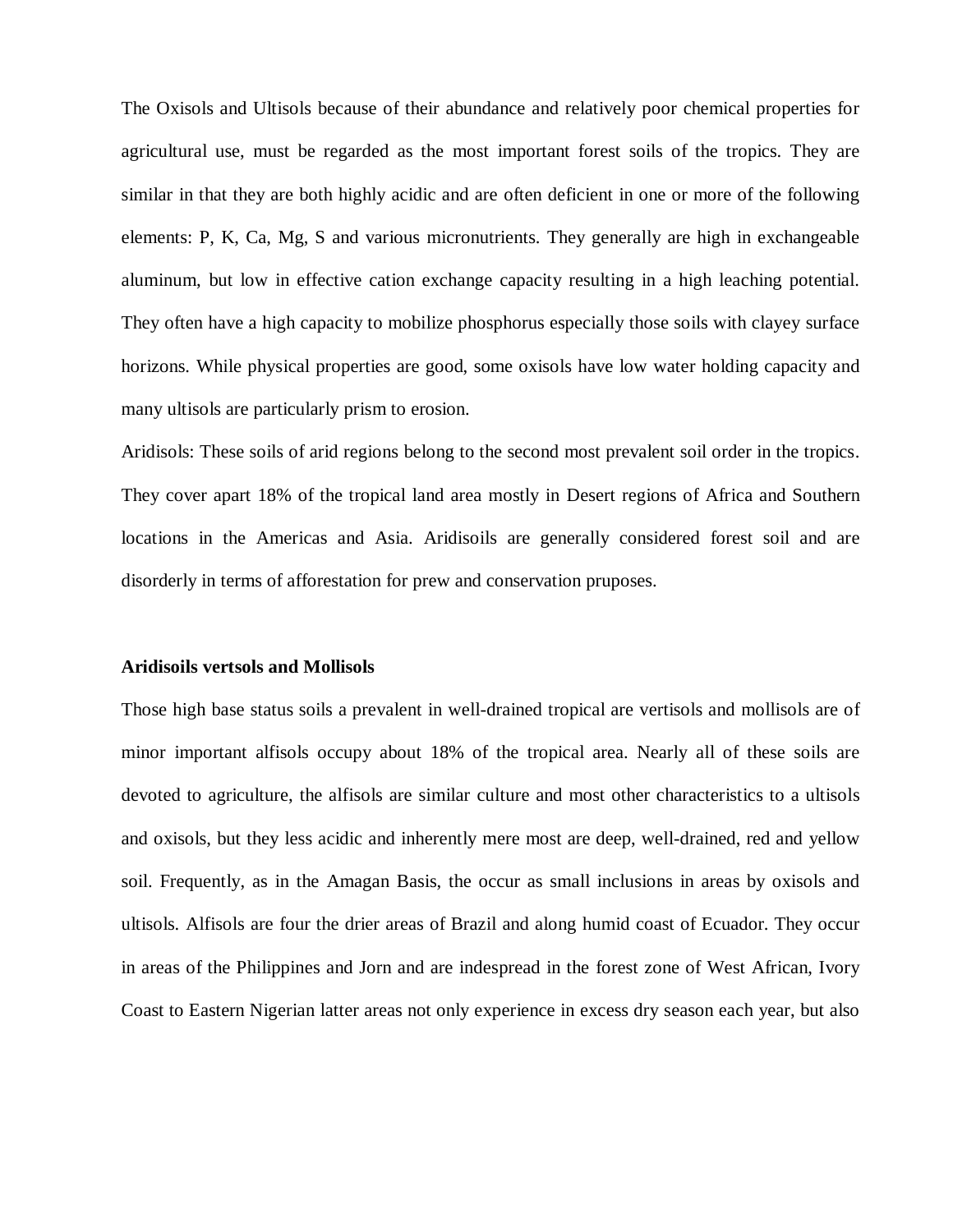The Oxisols and Ultisols because of their abundance and relatively poor chemical properties for agricultural use, must be regarded as the most important forest soils of the tropics. They are similar in that they are both highly acidic and are often deficient in one or more of the following elements: P, K, Ca, Mg, S and various micronutrients. They generally are high in exchangeable aluminum, but low in effective cation exchange capacity resulting in a high leaching potential. They often have a high capacity to mobilize phosphorus especially those soils with clayey surface horizons. While physical properties are good, some oxisols have low water holding capacity and many ultisols are particularly prism to erosion.

Aridisols: These soils of arid regions belong to the second most prevalent soil order in the tropics. They cover apart 18% of the tropical land area mostly in Desert regions of Africa and Southern locations in the Americas and Asia. Aridisoils are generally considered forest soil and are disorderly in terms of afforestation for prew and conservation pruposes.

**Aridisoils vertsols and Mollisols**

Those high base status soils a prevalent in well-drained tropical are vertisols and mollisols are of minor important alfisols occupy about 18% of the tropical area. Nearly all of these soils are devoted to agriculture, the alfisols are similar culture and most other characteristics to a ultisols and oxisols, but they less acidic and inherently mere most are deep, well-drained, red and yellow soil. Frequently, as in the Amagan Basis, the occur as small inclusions in areas by oxisols and ultisols. Alfisols are four the drier areas of Brazil and along humid coast of Ecuador. They occur in areas of the Philippines and Jorn and are indespread in the forest zone of West African, Ivory Coast to Eastern Nigerian latter areas not only experience in excess dry season each year, but also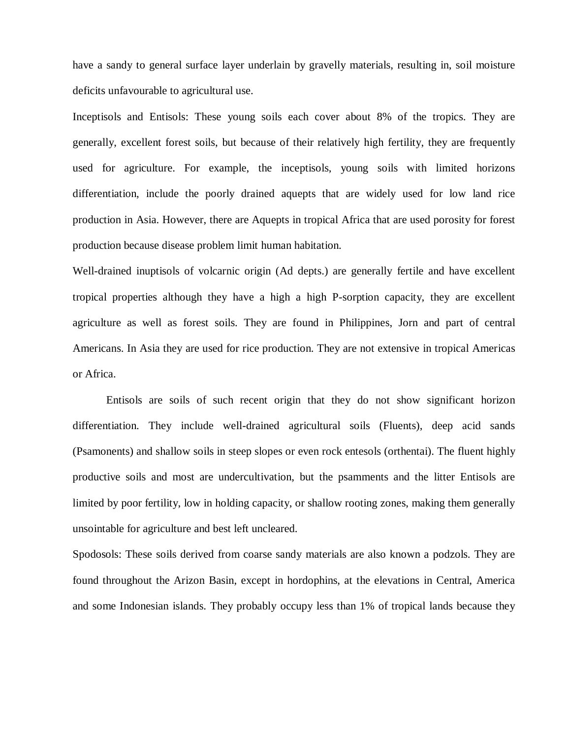have a sandy to general surface layer underlain by gravelly materials, resulting in, soil moisture deficits unfavourable to agricultural use.

Inceptisols and Entisols: These young soils each cover about 8% of the tropics. They are generally, excellent forest soils, but because of their relatively high fertility, they are frequently used for agriculture. For example, the inceptisols, young soils with limited horizons differentiation, include the poorly drained aquepts that are widely used for low land rice production in Asia. However, there are Aquepts in tropical Africa that are used porosity for forest production because disease problem limit human habitation.

Well-drained inuptisols of volcarnic origin (Ad depts.) are generally fertile and have excellent tropical properties although they have a high a high P-sorption capacity, they are excellent agriculture as well as forest soils. They are found in Philippines, Jorn and part of central Americans. In Asia they are used for rice production. They are not extensive in tropical Americas or Africa.

Entisols are soils of such recent origin that they do not show significant horizon differentiation. They include well-drained agricultural soils (Fluents), deep acid sands (Psamonents) and shallow soils in steep slopes or even rock entesols (orthentai). The fluent highly productive soils and most are undercultivation, but the psamments and the litter Entisols are limited by poor fertility, low in holding capacity, or shallow rooting zones, making them generally unsointable for agriculture and best left uncleared.

Spodosols: These soils derived from coarse sandy materials are also known a podzols. They are found throughout the Arizon Basin, except in hordophins, at the elevations in Central, America and some Indonesian islands. They probably occupy less than 1% of tropical lands because they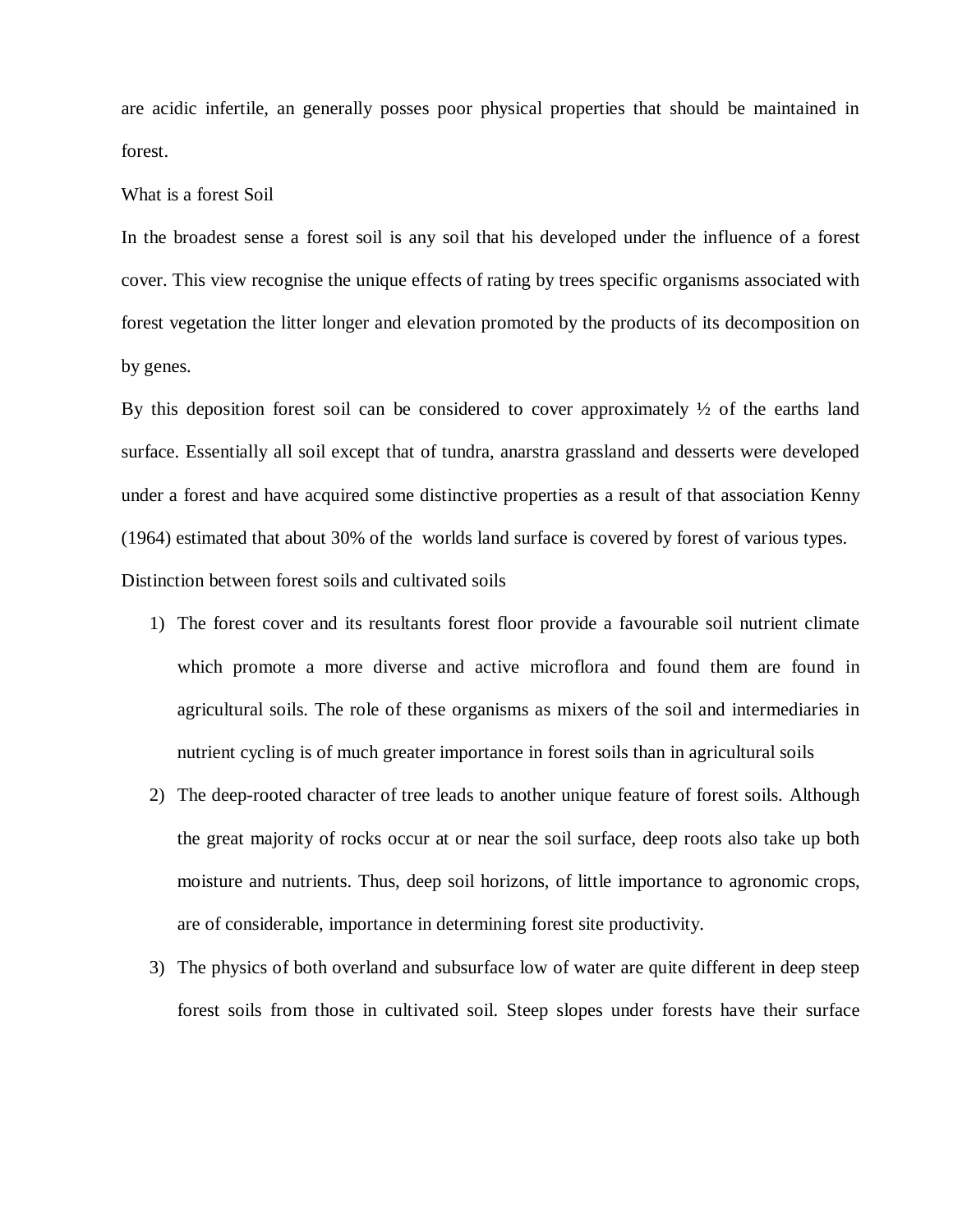are acidic infertile, an generally posses poor physical properties that should be maintained in forest.

What is a forest Soil

In the broadest sense a forest soil is any soil that his developed under the influence of a forest cover. This view recognise the unique effects of rating by trees specific organisms associated with forest vegetation the litter longer and elevation promoted by the products of its decomposition on by genes.

By this deposition forest soil can be considered to cover approximately ½ of the earths land surface. Essentially all soil except that of tundra, anarstra grassland and desserts were developed under a forest and have acquired some distinctive properties as a result of that association Kenny (1964) estimated that about 30% of the worlds land surface is covered by forest of various types.

Distinction between forest soils and cultivated soils

1) The forest cover and its resultants forest floor provide a favourable soil nutrient climate which promote a more diverse and active microflora and found them are found in agricultural soils. The role of these organisms as mixers of the soil and intermediaries in nutrient cycling is of much greater importance in forest soils than in agricultural soils
2) The deep-rooted character of tree leads to another unique feature of forest soils. Although the great majority of rocks occur at or near the soil surface, deep roots also take up both moisture and nutrients. Thus, deep soil horizons, of little importance to agronomic crops, are of considerable, importance in determining forest site productivity.
3) The physics of both overland and subsurface low of water are quite different in deep steep forest soils from those in cultivated soil. Steep slopes under forests have their surface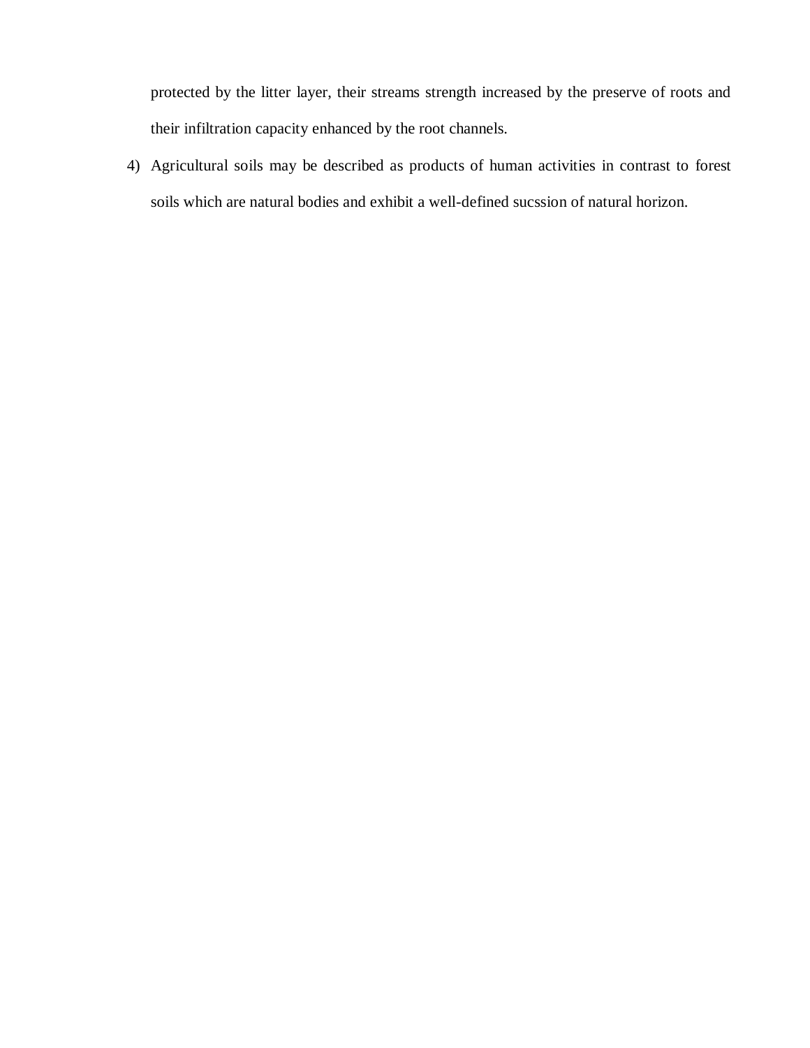protected by the litter layer, their streams strength increased by the preserve of roots and their infiltration capacity enhanced by the root channels.

4) Agricultural soils may be described as products of human activities in contrast to forest soils which are natural bodies and exhibit a well-defined sucssion of natural horizon.